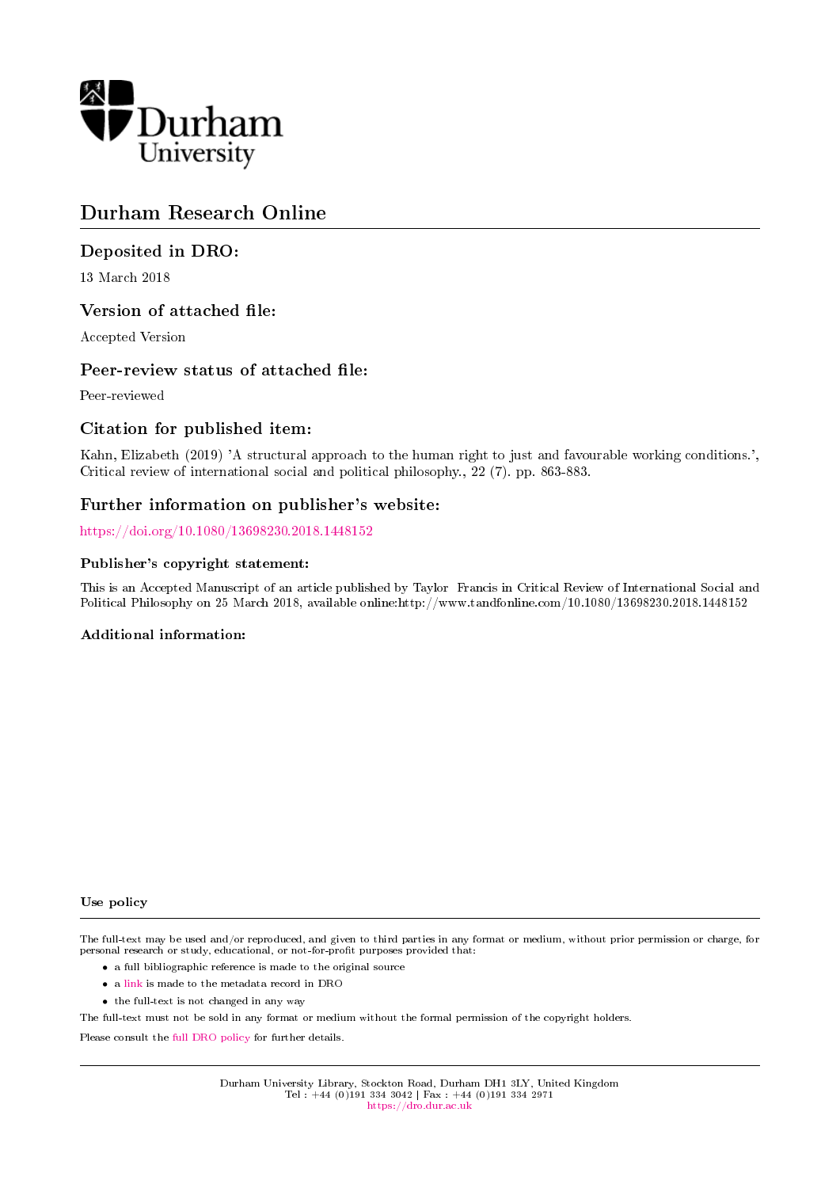# Durham Research Online

## Deposited in DRO:

13 March 2018

## Version of attached file:

Accepted Version

## Peer-review status of attached file:

Peer-reviewed

## Citation for published item:

Kahn, Elizabeth (2019) 'A structural approach to the human right to just and favourable working conditions.', Critical review of international social and political philosophy., 22 (7). pp. 863-883.

## Further information on publisher's website:

https://doi.org/10.1080/13698230.2018.1448152

### Publisher's copyright statement:

This is an Accepted Manuscript of an article published by Taylor Francis in Critical Review of International Social and Political Philosophy on 25 March 2018, available online:http://www.tandfonline.com/10.1080/13698230.2018.1448152

### Additional information:

### Use policy

The full-text may be used and/or reproduced, and given to third parties in any format or medium, without prior permission or charge, for personal research or study, educational, or not-for-profit purposes provided that:

- a full bibliographic reference is made to the original source
- a link is made to the metadata record in DRO
- the full-text is not changed in any way

The full-text must not be sold in any format or medium without the formal permission of the copyright holders.

Please consult the full DRO policy for further details.

Durham University Library, Stockton Road, Durham DH1 3LY, United Kingdom
Tel : +44 (0)191 334 3042 | Fax : +44 (0)191 334 2971
https://dro.dur.ac.uk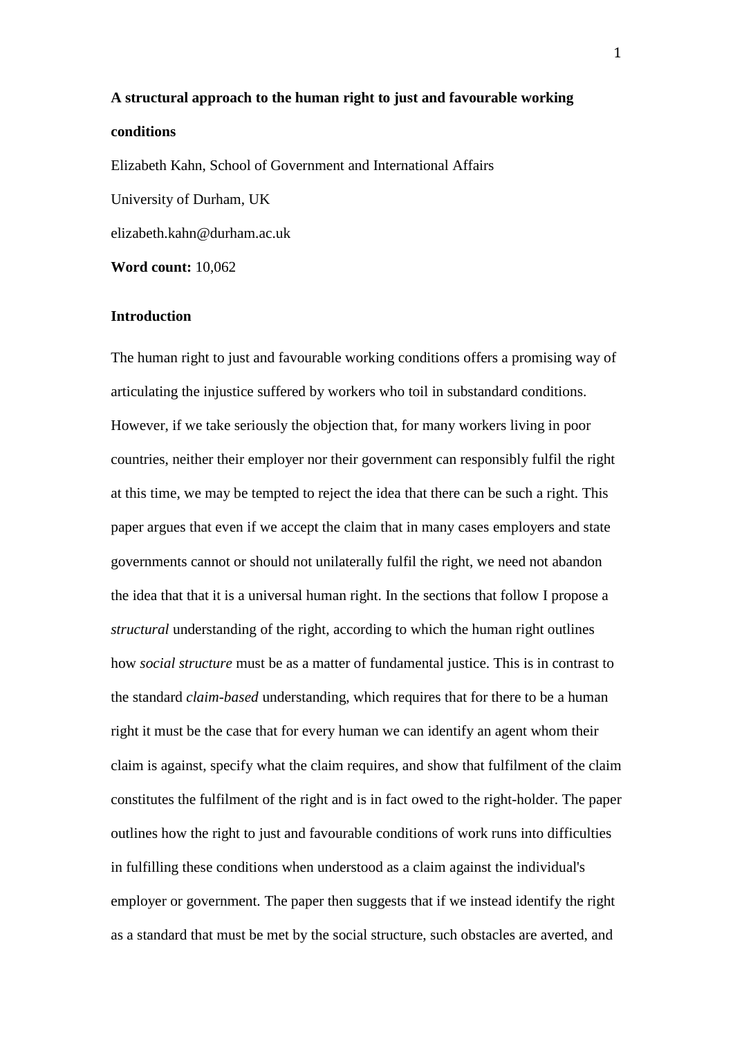**A structural approach to the human right to just and favourable working conditions**

Elizabeth Kahn, School of Government and International Affairs

University of Durham, UK

elizabeth.kahn@durham.ac.uk

**Word count:** 10,062

**Introduction**

The human right to just and favourable working conditions offers a promising way of articulating the injustice suffered by workers who toil in substandard conditions. However, if we take seriously the objection that, for many workers living in poor countries, neither their employer nor their government can responsibly fulfil the right at this time, we may be tempted to reject the idea that there can be such a right. This paper argues that even if we accept the claim that in many cases employers and state governments cannot or should not unilaterally fulfil the right, we need not abandon the idea that that it is a universal human right. In the sections that follow I propose a *structural* understanding of the right, according to which the human right outlines how *social structure* must be as a matter of fundamental justice. This is in contrast to the standard *claim-based* understanding, which requires that for there to be a human right it must be the case that for every human we can identify an agent whom their claim is against, specify what the claim requires, and show that fulfilment of the claim constitutes the fulfilment of the right and is in fact owed to the right-holder. The paper outlines how the right to just and favourable conditions of work runs into difficulties in fulfilling these conditions when understood as a claim against the individual's employer or government. The paper then suggests that if we instead identify the right as a standard that must be met by the social structure, such obstacles are averted, and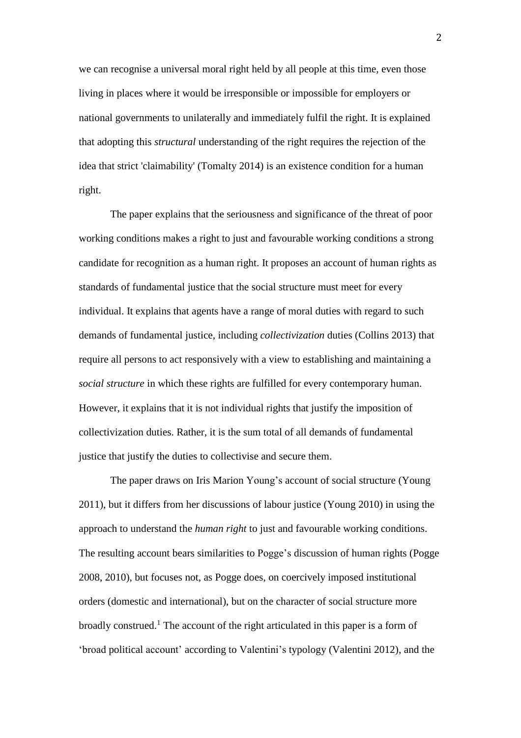we can recognise a universal moral right held by all people at this time, even those living in places where it would be irresponsible or impossible for employers or national governments to unilaterally and immediately fulfil the right. It is explained that adopting this *structural* understanding of the right requires the rejection of the idea that strict 'claimability' (Tomalty 2014) is an existence condition for a human right.

The paper explains that the seriousness and significance of the threat of poor working conditions makes a right to just and favourable working conditions a strong candidate for recognition as a human right. It proposes an account of human rights as standards of fundamental justice that the social structure must meet for every individual. It explains that agents have a range of moral duties with regard to such demands of fundamental justice, including *collectivization* duties (Collins 2013) that require all persons to act responsively with a view to establishing and maintaining a *social structure* in which these rights are fulfilled for every contemporary human. However, it explains that it is not individual rights that justify the imposition of collectivization duties. Rather, it is the sum total of all demands of fundamental justice that justify the duties to collectivise and secure them.

The paper draws on Iris Marion Young's account of social structure (Young 2011), but it differs from her discussions of labour justice (Young 2010) in using the approach to understand the *human right* to just and favourable working conditions. The resulting account bears similarities to Pogge's discussion of human rights (Pogge 2008, 2010), but focuses not, as Pogge does, on coercively imposed institutional orders (domestic and international), but on the character of social structure more broadly construed.[1] The account of the right articulated in this paper is a form of 'broad political account' according to Valentini's typology (Valentini 2012), and the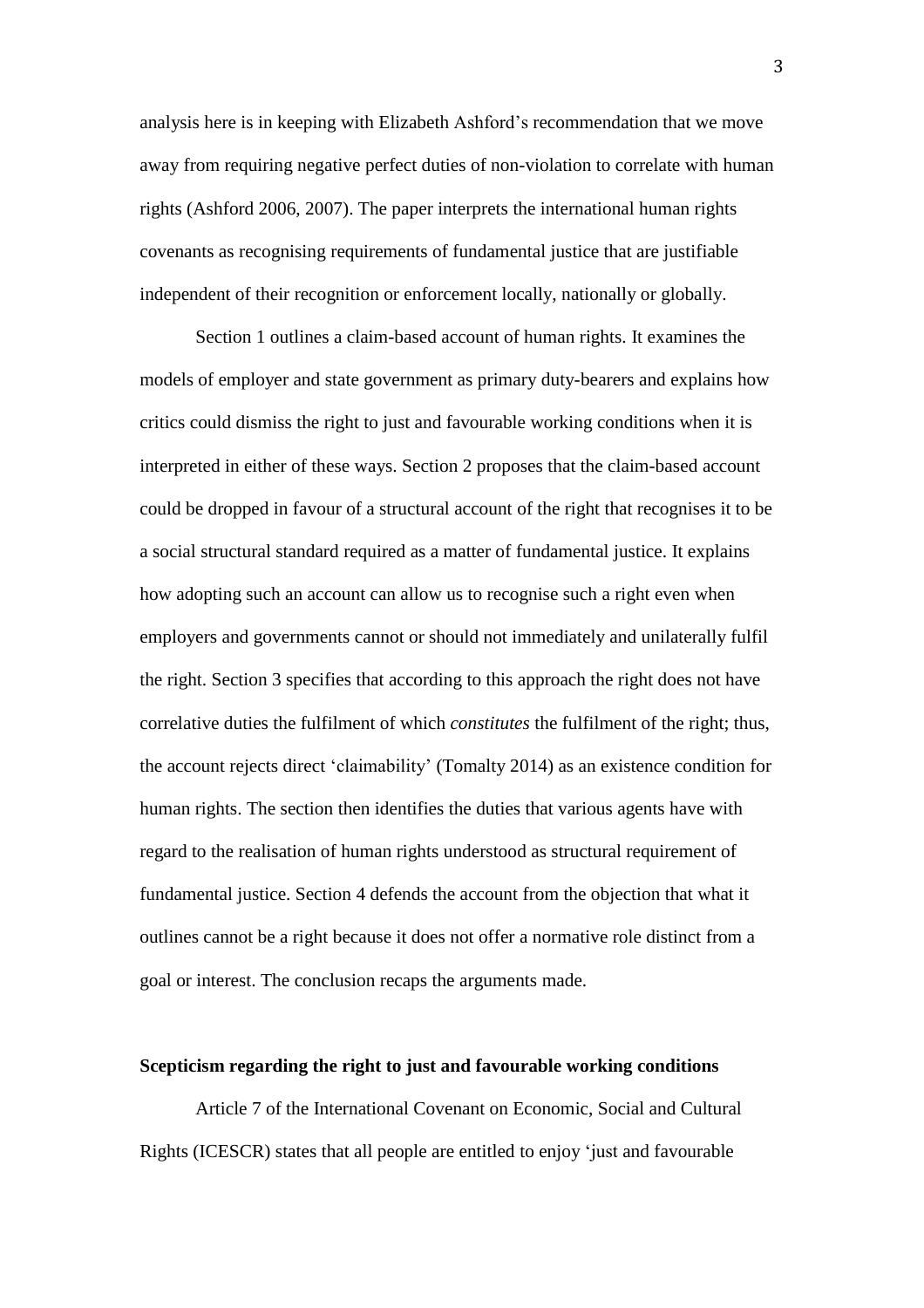analysis here is in keeping with Elizabeth Ashford's recommendation that we move away from requiring negative perfect duties of non-violation to correlate with human rights (Ashford 2006, 2007). The paper interprets the international human rights covenants as recognising requirements of fundamental justice that are justifiable independent of their recognition or enforcement locally, nationally or globally.

Section 1 outlines a claim-based account of human rights. It examines the models of employer and state government as primary duty-bearers and explains how critics could dismiss the right to just and favourable working conditions when it is interpreted in either of these ways. Section 2 proposes that the claim-based account could be dropped in favour of a structural account of the right that recognises it to be a social structural standard required as a matter of fundamental justice. It explains how adopting such an account can allow us to recognise such a right even when employers and governments cannot or should not immediately and unilaterally fulfil the right. Section 3 specifies that according to this approach the right does not have correlative duties the fulfilment of which *constitutes* the fulfilment of the right; thus, the account rejects direct 'claimability' (Tomalty 2014) as an existence condition for human rights. The section then identifies the duties that various agents have with regard to the realisation of human rights understood as structural requirement of fundamental justice. Section 4 defends the account from the objection that what it outlines cannot be a right because it does not offer a normative role distinct from a goal or interest. The conclusion recaps the arguments made.

## Scepticism regarding the right to just and favourable working conditions

Article 7 of the International Covenant on Economic, Social and Cultural Rights (ICESCR) states that all people are entitled to enjoy 'just and favourable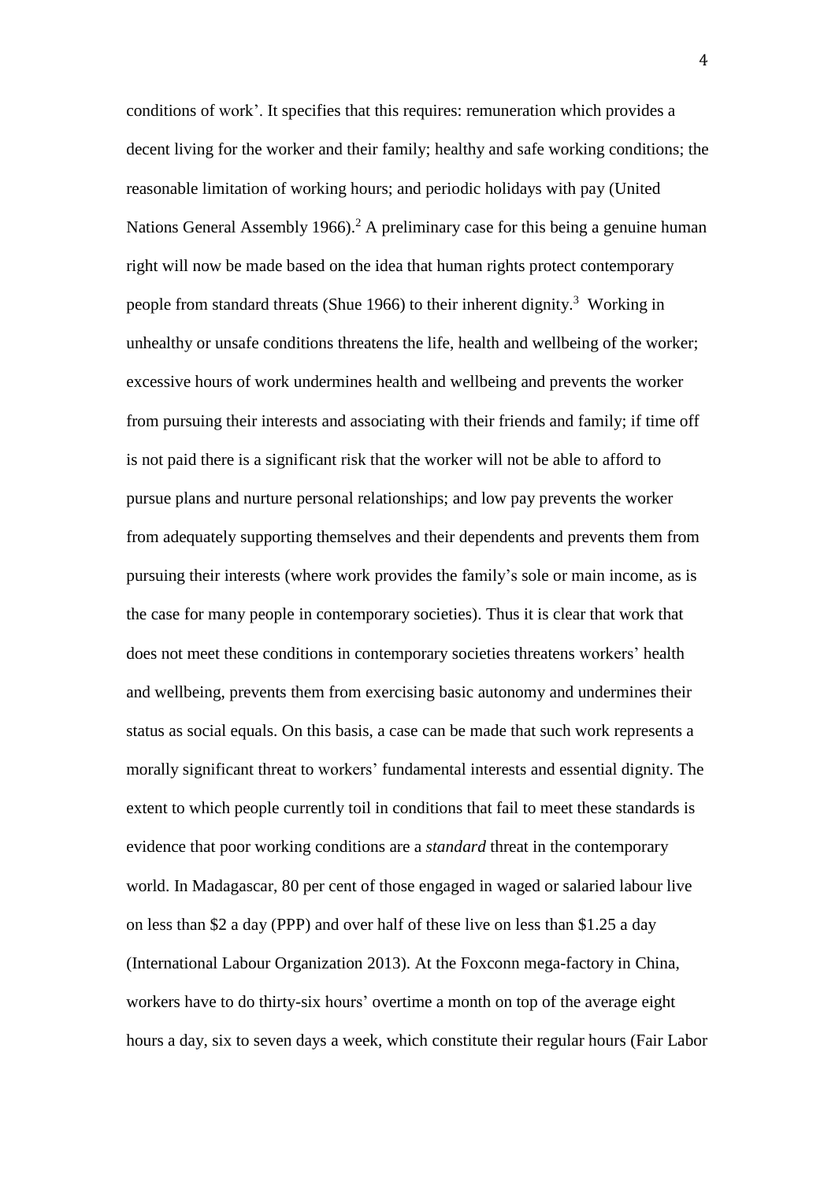conditions of work'. It specifies that this requires: remuneration which provides a decent living for the worker and their family; healthy and safe working conditions; the reasonable limitation of working hours; and periodic holidays with pay (United Nations General Assembly 1966).[2] A preliminary case for this being a genuine human right will now be made based on the idea that human rights protect contemporary people from standard threats (Shue 1966) to their inherent dignity.[3] Working in unhealthy or unsafe conditions threatens the life, health and wellbeing of the worker; excessive hours of work undermines health and wellbeing and prevents the worker from pursuing their interests and associating with their friends and family; if time off is not paid there is a significant risk that the worker will not be able to afford to pursue plans and nurture personal relationships; and low pay prevents the worker from adequately supporting themselves and their dependents and prevents them from pursuing their interests (where work provides the family's sole or main income, as is the case for many people in contemporary societies). Thus it is clear that work that does not meet these conditions in contemporary societies threatens workers' health and wellbeing, prevents them from exercising basic autonomy and undermines their status as social equals. On this basis, a case can be made that such work represents a morally significant threat to workers' fundamental interests and essential dignity. The extent to which people currently toil in conditions that fail to meet these standards is evidence that poor working conditions are a *standard* threat in the contemporary world. In Madagascar, 80 per cent of those engaged in waged or salaried labour live on less than $2 a day (PPP) and over half of these live on less than $1.25 a day (International Labour Organization 2013). At the Foxconn mega-factory in China, workers have to do thirty-six hours' overtime a month on top of the average eight hours a day, six to seven days a week, which constitute their regular hours (Fair Labor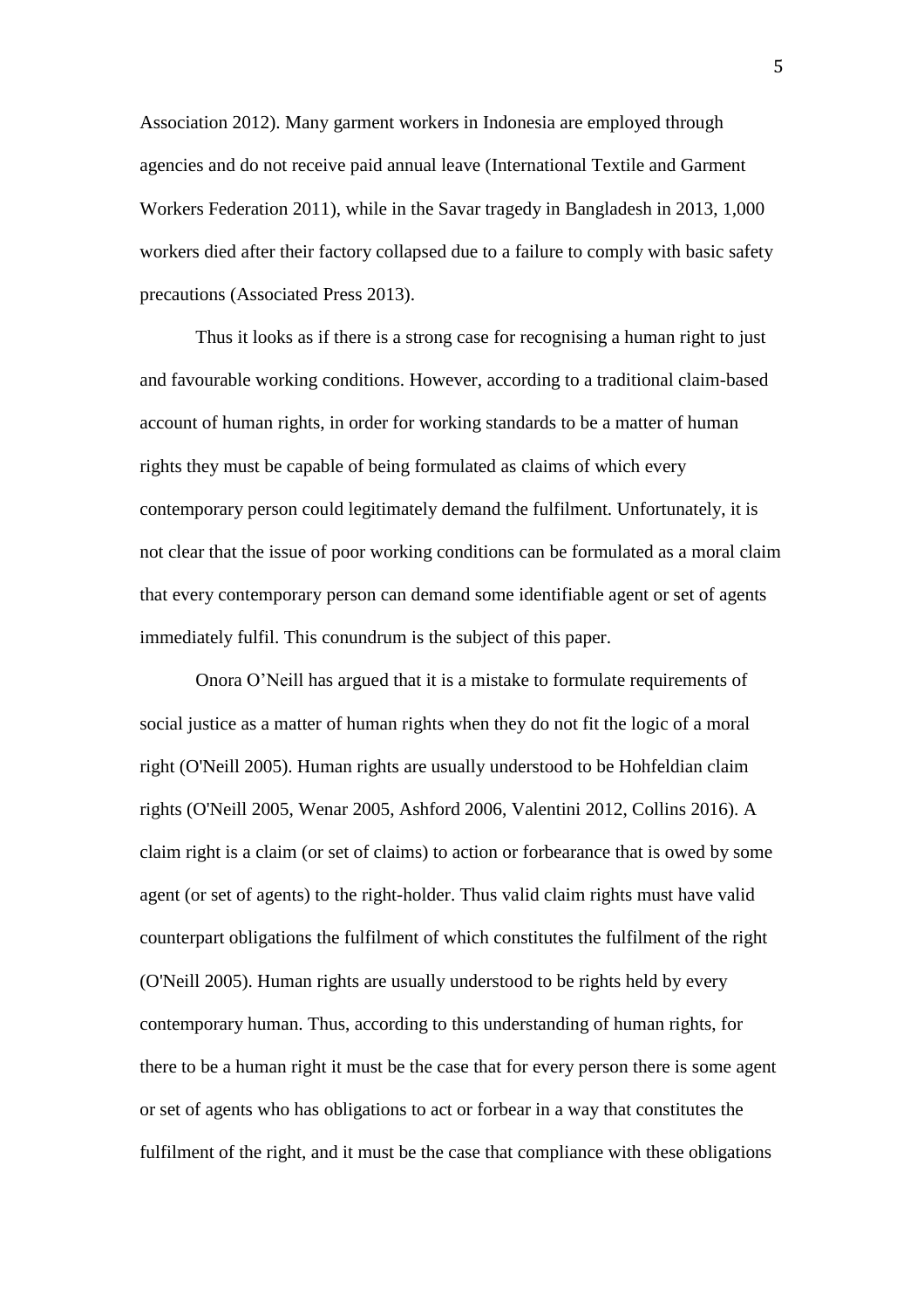Association 2012). Many garment workers in Indonesia are employed through agencies and do not receive paid annual leave (International Textile and Garment Workers Federation 2011), while in the Savar tragedy in Bangladesh in 2013, 1,000 workers died after their factory collapsed due to a failure to comply with basic safety precautions (Associated Press 2013).

Thus it looks as if there is a strong case for recognising a human right to just and favourable working conditions. However, according to a traditional claim-based account of human rights, in order for working standards to be a matter of human rights they must be capable of being formulated as claims of which every contemporary person could legitimately demand the fulfilment. Unfortunately, it is not clear that the issue of poor working conditions can be formulated as a moral claim that every contemporary person can demand some identifiable agent or set of agents immediately fulfil. This conundrum is the subject of this paper.

Onora O'Neill has argued that it is a mistake to formulate requirements of social justice as a matter of human rights when they do not fit the logic of a moral right (O'Neill 2005). Human rights are usually understood to be Hohfeldian claim rights (O'Neill 2005, Wenar 2005, Ashford 2006, Valentini 2012, Collins 2016). A claim right is a claim (or set of claims) to action or forbearance that is owed by some agent (or set of agents) to the right-holder. Thus valid claim rights must have valid counterpart obligations the fulfilment of which constitutes the fulfilment of the right (O'Neill 2005). Human rights are usually understood to be rights held by every contemporary human. Thus, according to this understanding of human rights, for there to be a human right it must be the case that for every person there is some agent or set of agents who has obligations to act or forbear in a way that constitutes the fulfilment of the right, and it must be the case that compliance with these obligations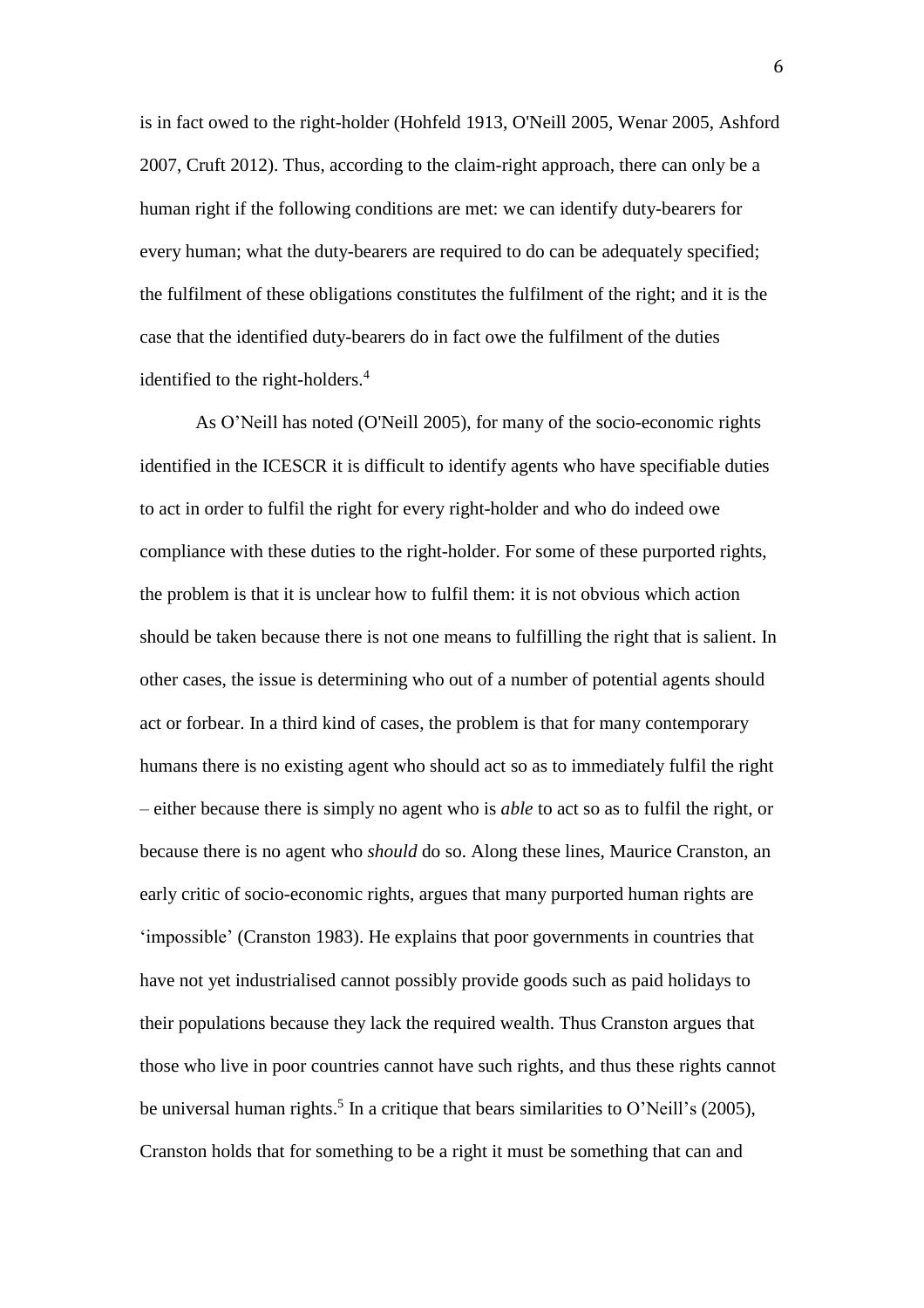is in fact owed to the right-holder (Hohfeld 1913, O'Neill 2005, Wenar 2005, Ashford 2007, Cruft 2012). Thus, according to the claim-right approach, there can only be a human right if the following conditions are met: we can identify duty-bearers for every human; what the duty-bearers are required to do can be adequately specified; the fulfilment of these obligations constitutes the fulfilment of the right; and it is the case that the identified duty-bearers do in fact owe the fulfilment of the duties identified to the right-holders.[4]

As O'Neill has noted (O'Neill 2005), for many of the socio-economic rights identified in the ICESCR it is difficult to identify agents who have specifiable duties to act in order to fulfil the right for every right-holder and who do indeed owe compliance with these duties to the right-holder. For some of these purported rights, the problem is that it is unclear how to fulfil them: it is not obvious which action should be taken because there is not one means to fulfilling the right that is salient. In other cases, the issue is determining who out of a number of potential agents should act or forbear. In a third kind of cases, the problem is that for many contemporary humans there is no existing agent who should act so as to immediately fulfil the right – either because there is simply no agent who is *able* to act so as to fulfil the right, or because there is no agent who *should* do so. Along these lines, Maurice Cranston, an early critic of socio-economic rights, argues that many purported human rights are 'impossible' (Cranston 1983). He explains that poor governments in countries that have not yet industrialised cannot possibly provide goods such as paid holidays to their populations because they lack the required wealth. Thus Cranston argues that those who live in poor countries cannot have such rights, and thus these rights cannot be universal human rights.[5] In a critique that bears similarities to O'Neill's (2005), Cranston holds that for something to be a right it must be something that can and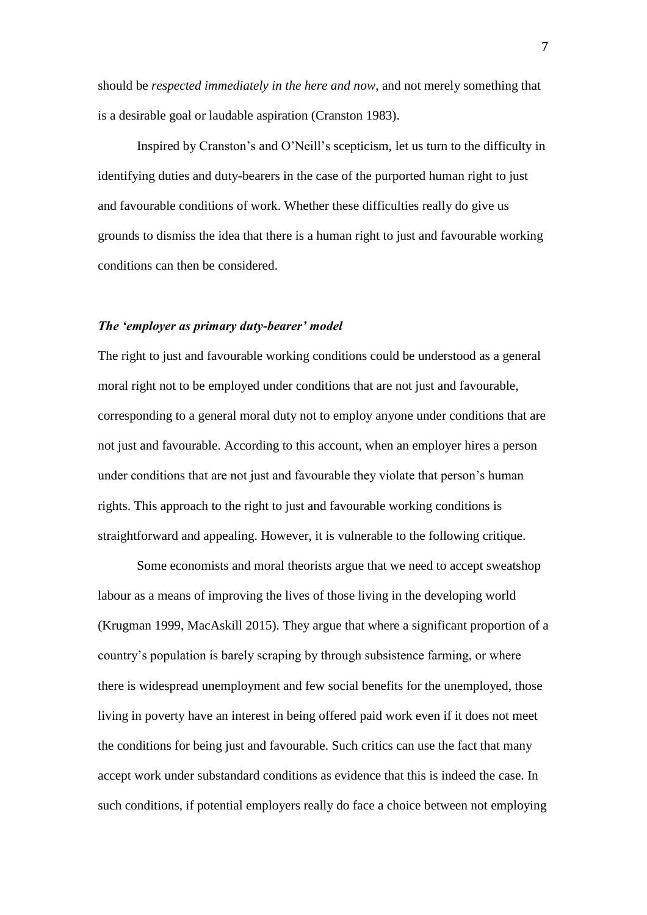should be *respected immediately in the here and now*, and not merely something that is a desirable goal or laudable aspiration (Cranston 1983).

Inspired by Cranston's and O'Neill's scepticism, let us turn to the difficulty in identifying duties and duty-bearers in the case of the purported human right to just and favourable conditions of work. Whether these difficulties really do give us grounds to dismiss the idea that there is a human right to just and favourable working conditions can then be considered.

### *The 'employer as primary duty-bearer' model*

The right to just and favourable working conditions could be understood as a general moral right not to be employed under conditions that are not just and favourable, corresponding to a general moral duty not to employ anyone under conditions that are not just and favourable. According to this account, when an employer hires a person under conditions that are not just and favourable they violate that person's human rights. This approach to the right to just and favourable working conditions is straightforward and appealing. However, it is vulnerable to the following critique.

Some economists and moral theorists argue that we need to accept sweatshop labour as a means of improving the lives of those living in the developing world (Krugman 1999, MacAskill 2015). They argue that where a significant proportion of a country's population is barely scraping by through subsistence farming, or where there is widespread unemployment and few social benefits for the unemployed, those living in poverty have an interest in being offered paid work even if it does not meet the conditions for being just and favourable. Such critics can use the fact that many accept work under substandard conditions as evidence that this is indeed the case. In such conditions, if potential employers really do face a choice between not employing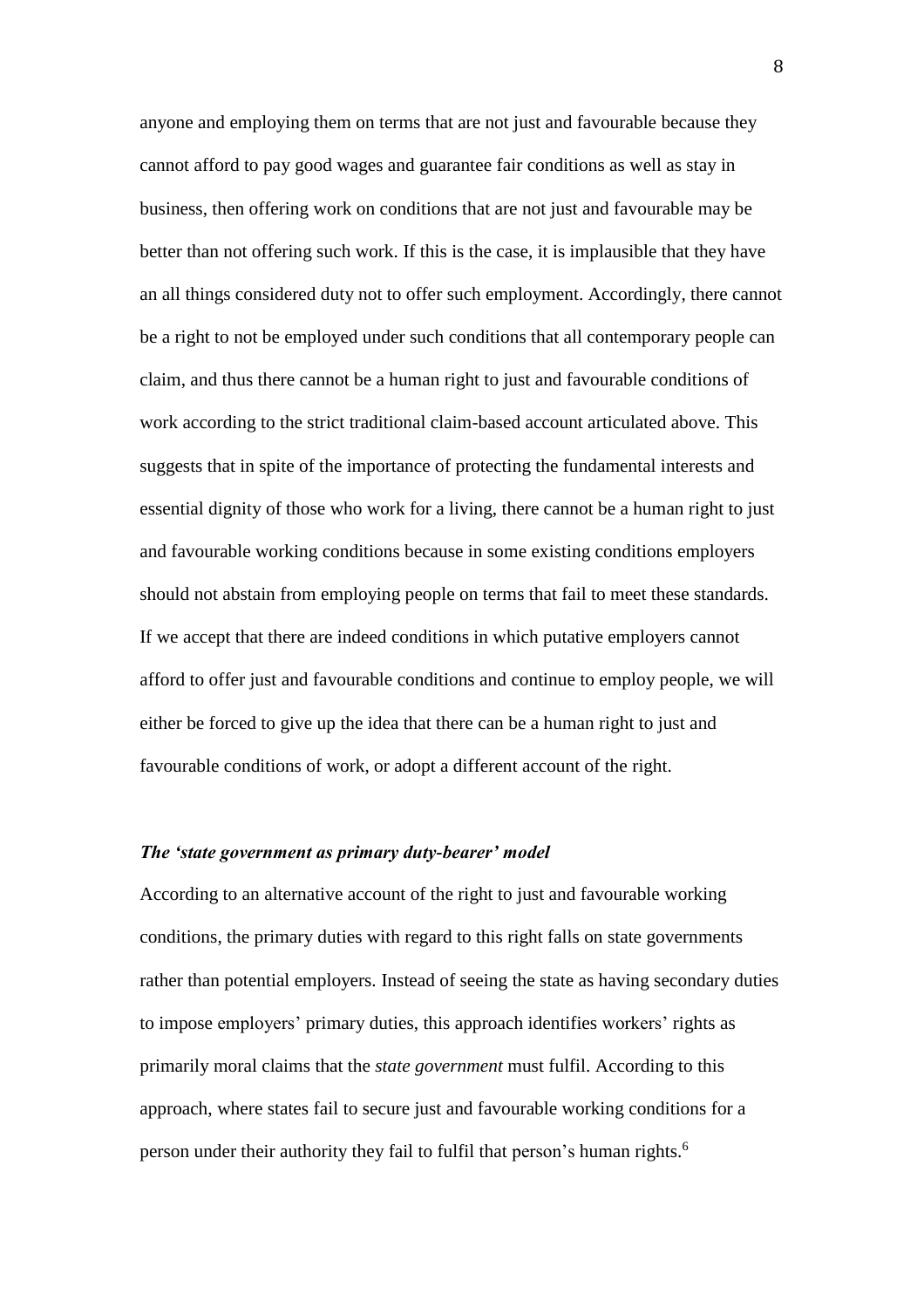anyone and employing them on terms that are not just and favourable because they cannot afford to pay good wages and guarantee fair conditions as well as stay in business, then offering work on conditions that are not just and favourable may be better than not offering such work. If this is the case, it is implausible that they have an all things considered duty not to offer such employment. Accordingly, there cannot be a right to not be employed under such conditions that all contemporary people can claim, and thus there cannot be a human right to just and favourable conditions of work according to the strict traditional claim-based account articulated above. This suggests that in spite of the importance of protecting the fundamental interests and essential dignity of those who work for a living, there cannot be a human right to just and favourable working conditions because in some existing conditions employers should not abstain from employing people on terms that fail to meet these standards. If we accept that there are indeed conditions in which putative employers cannot afford to offer just and favourable conditions and continue to employ people, we will either be forced to give up the idea that there can be a human right to just and favourable conditions of work, or adopt a different account of the right.

### *The 'state government as primary duty-bearer' model*

According to an alternative account of the right to just and favourable working conditions, the primary duties with regard to this right falls on state governments rather than potential employers. Instead of seeing the state as having secondary duties to impose employers' primary duties, this approach identifies workers' rights as primarily moral claims that the *state government* must fulfil. According to this approach, where states fail to secure just and favourable working conditions for a person under their authority they fail to fulfil that person's human rights.[6]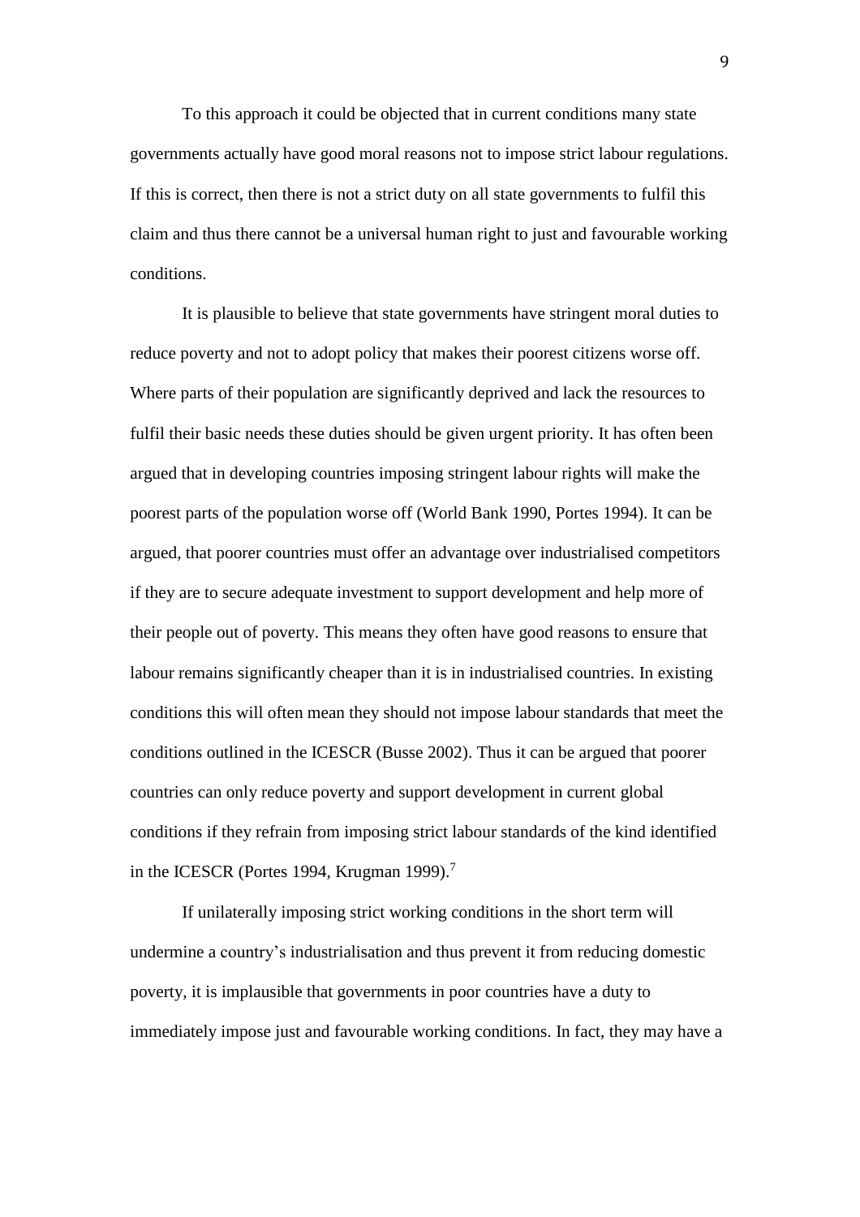To this approach it could be objected that in current conditions many state governments actually have good moral reasons not to impose strict labour regulations. If this is correct, then there is not a strict duty on all state governments to fulfil this claim and thus there cannot be a universal human right to just and favourable working conditions.

It is plausible to believe that state governments have stringent moral duties to reduce poverty and not to adopt policy that makes their poorest citizens worse off. Where parts of their population are significantly deprived and lack the resources to fulfil their basic needs these duties should be given urgent priority. It has often been argued that in developing countries imposing stringent labour rights will make the poorest parts of the population worse off (World Bank 1990, Portes 1994). It can be argued, that poorer countries must offer an advantage over industrialised competitors if they are to secure adequate investment to support development and help more of their people out of poverty. This means they often have good reasons to ensure that labour remains significantly cheaper than it is in industrialised countries. In existing conditions this will often mean they should not impose labour standards that meet the conditions outlined in the ICESCR (Busse 2002). Thus it can be argued that poorer countries can only reduce poverty and support development in current global conditions if they refrain from imposing strict labour standards of the kind identified in the ICESCR (Portes 1994, Krugman 1999).[7]

If unilaterally imposing strict working conditions in the short term will undermine a country's industrialisation and thus prevent it from reducing domestic poverty, it is implausible that governments in poor countries have a duty to immediately impose just and favourable working conditions. In fact, they may have a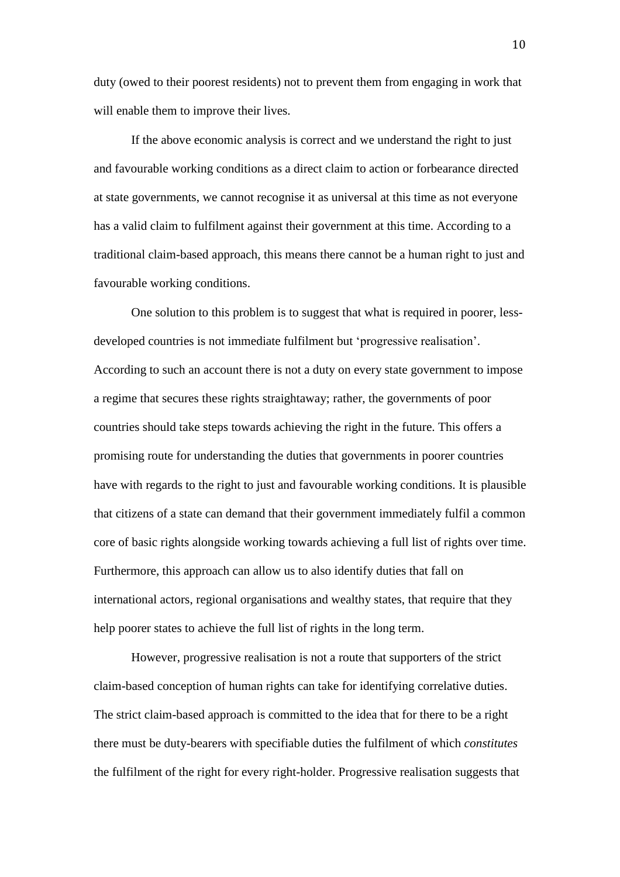duty (owed to their poorest residents) not to prevent them from engaging in work that will enable them to improve their lives.

If the above economic analysis is correct and we understand the right to just and favourable working conditions as a direct claim to action or forbearance directed at state governments, we cannot recognise it as universal at this time as not everyone has a valid claim to fulfilment against their government at this time. According to a traditional claim-based approach, this means there cannot be a human right to just and favourable working conditions.

One solution to this problem is to suggest that what is required in poorer, less-developed countries is not immediate fulfilment but 'progressive realisation'. According to such an account there is not a duty on every state government to impose a regime that secures these rights straightaway; rather, the governments of poor countries should take steps towards achieving the right in the future. This offers a promising route for understanding the duties that governments in poorer countries have with regards to the right to just and favourable working conditions. It is plausible that citizens of a state can demand that their government immediately fulfil a common core of basic rights alongside working towards achieving a full list of rights over time. Furthermore, this approach can allow us to also identify duties that fall on international actors, regional organisations and wealthy states, that require that they help poorer states to achieve the full list of rights in the long term.

However, progressive realisation is not a route that supporters of the strict claim-based conception of human rights can take for identifying correlative duties. The strict claim-based approach is committed to the idea that for there to be a right there must be duty-bearers with specifiable duties the fulfilment of which *constitutes* the fulfilment of the right for every right-holder. Progressive realisation suggests that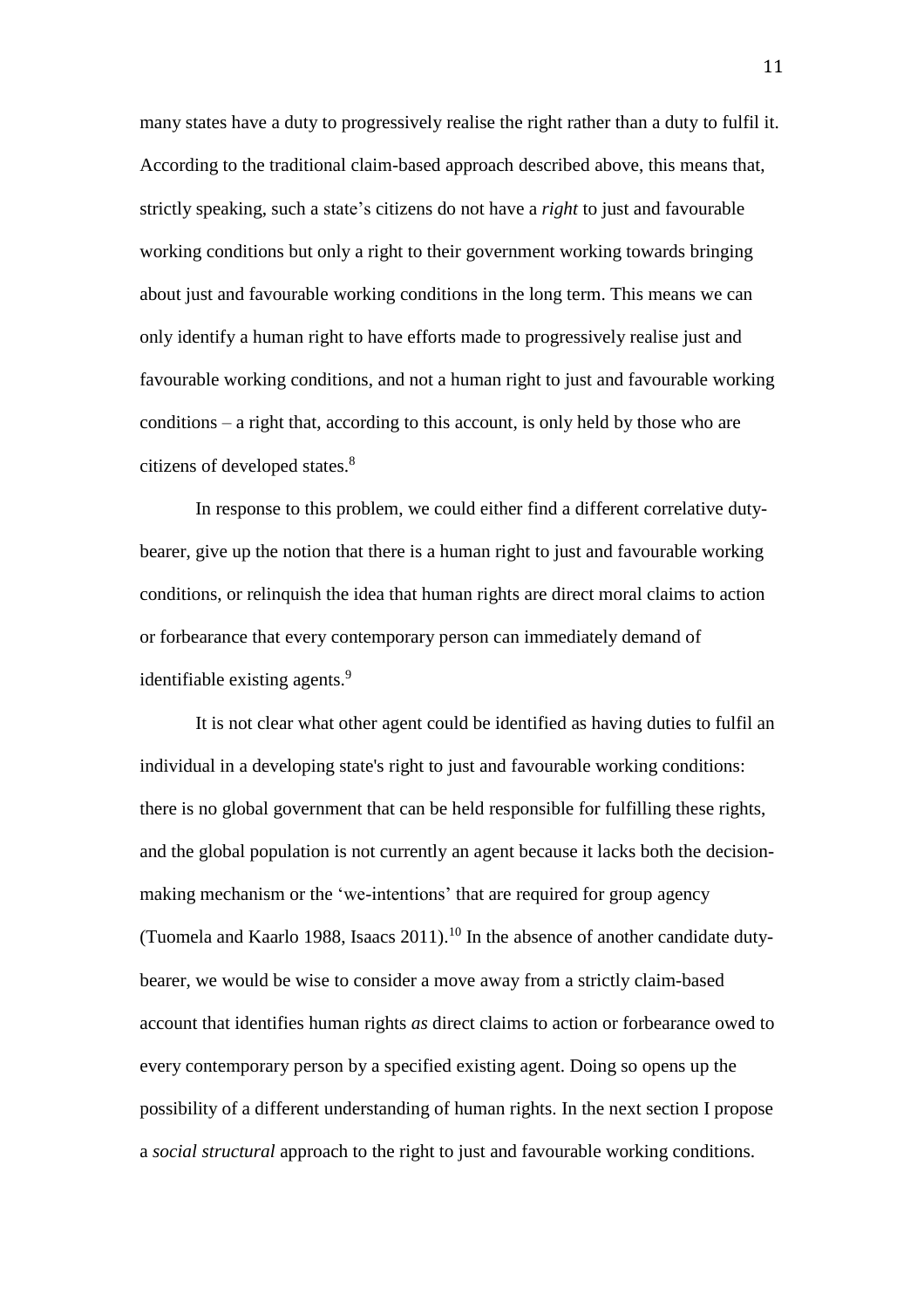many states have a duty to progressively realise the right rather than a duty to fulfil it. According to the traditional claim-based approach described above, this means that, strictly speaking, such a state's citizens do not have a *right* to just and favourable working conditions but only a right to their government working towards bringing about just and favourable working conditions in the long term. This means we can only identify a human right to have efforts made to progressively realise just and favourable working conditions, and not a human right to just and favourable working conditions – a right that, according to this account, is only held by those who are citizens of developed states.[8]

In response to this problem, we could either find a different correlative duty-bearer, give up the notion that there is a human right to just and favourable working conditions, or relinquish the idea that human rights are direct moral claims to action or forbearance that every contemporary person can immediately demand of identifiable existing agents.[9]

It is not clear what other agent could be identified as having duties to fulfil an individual in a developing state's right to just and favourable working conditions: there is no global government that can be held responsible for fulfilling these rights, and the global population is not currently an agent because it lacks both the decision-making mechanism or the 'we-intentions' that are required for group agency (Tuomela and Kaarlo 1988, Isaacs 2011).[10] In the absence of another candidate duty-bearer, we would be wise to consider a move away from a strictly claim-based account that identifies human rights *as* direct claims to action or forbearance owed to every contemporary person by a specified existing agent. Doing so opens up the possibility of a different understanding of human rights. In the next section I propose a *social structural* approach to the right to just and favourable working conditions.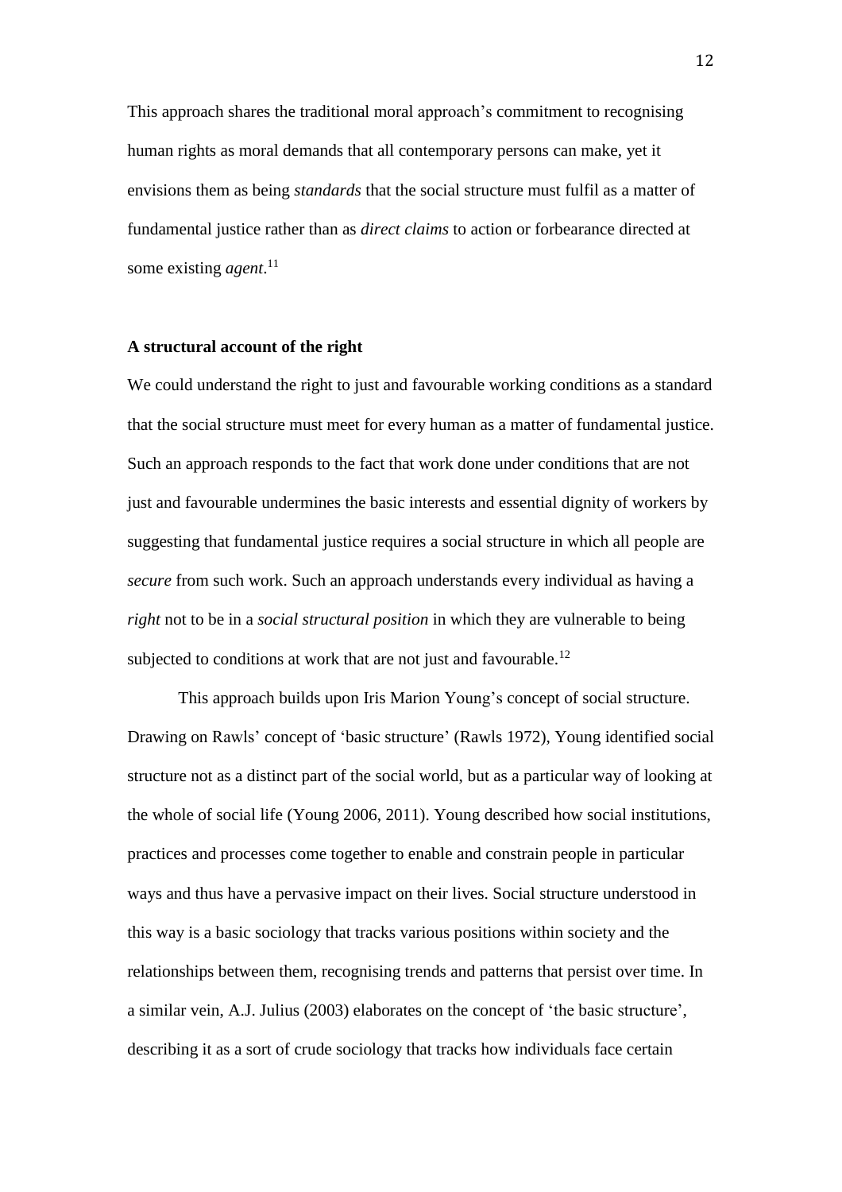This approach shares the traditional moral approach's commitment to recognising human rights as moral demands that all contemporary persons can make, yet it envisions them as being *standards* that the social structure must fulfil as a matter of fundamental justice rather than as *direct claims* to action or forbearance directed at some existing *agent*.[11]

### A structural account of the right

We could understand the right to just and favourable working conditions as a standard that the social structure must meet for every human as a matter of fundamental justice. Such an approach responds to the fact that work done under conditions that are not just and favourable undermines the basic interests and essential dignity of workers by suggesting that fundamental justice requires a social structure in which all people are *secure* from such work. Such an approach understands every individual as having a *right* not to be in a *social structural position* in which they are vulnerable to being subjected to conditions at work that are not just and favourable.[12]

This approach builds upon Iris Marion Young's concept of social structure. Drawing on Rawls' concept of 'basic structure' (Rawls 1972), Young identified social structure not as a distinct part of the social world, but as a particular way of looking at the whole of social life (Young 2006, 2011). Young described how social institutions, practices and processes come together to enable and constrain people in particular ways and thus have a pervasive impact on their lives. Social structure understood in this way is a basic sociology that tracks various positions within society and the relationships between them, recognising trends and patterns that persist over time. In a similar vein, A.J. Julius (2003) elaborates on the concept of 'the basic structure', describing it as a sort of crude sociology that tracks how individuals face certain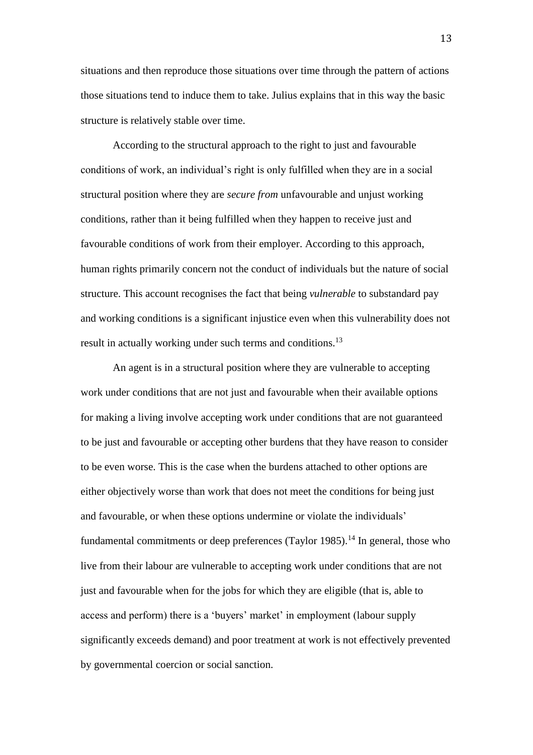situations and then reproduce those situations over time through the pattern of actions those situations tend to induce them to take. Julius explains that in this way the basic structure is relatively stable over time.

According to the structural approach to the right to just and favourable conditions of work, an individual's right is only fulfilled when they are in a social structural position where they are *secure from* unfavourable and unjust working conditions, rather than it being fulfilled when they happen to receive just and favourable conditions of work from their employer. According to this approach, human rights primarily concern not the conduct of individuals but the nature of social structure. This account recognises the fact that being *vulnerable* to substandard pay and working conditions is a significant injustice even when this vulnerability does not result in actually working under such terms and conditions.[13]

An agent is in a structural position where they are vulnerable to accepting work under conditions that are not just and favourable when their available options for making a living involve accepting work under conditions that are not guaranteed to be just and favourable or accepting other burdens that they have reason to consider to be even worse. This is the case when the burdens attached to other options are either objectively worse than work that does not meet the conditions for being just and favourable, or when these options undermine or violate the individuals' fundamental commitments or deep preferences (Taylor 1985).[14] In general, those who live from their labour are vulnerable to accepting work under conditions that are not just and favourable when for the jobs for which they are eligible (that is, able to access and perform) there is a 'buyers' market' in employment (labour supply significantly exceeds demand) and poor treatment at work is not effectively prevented by governmental coercion or social sanction.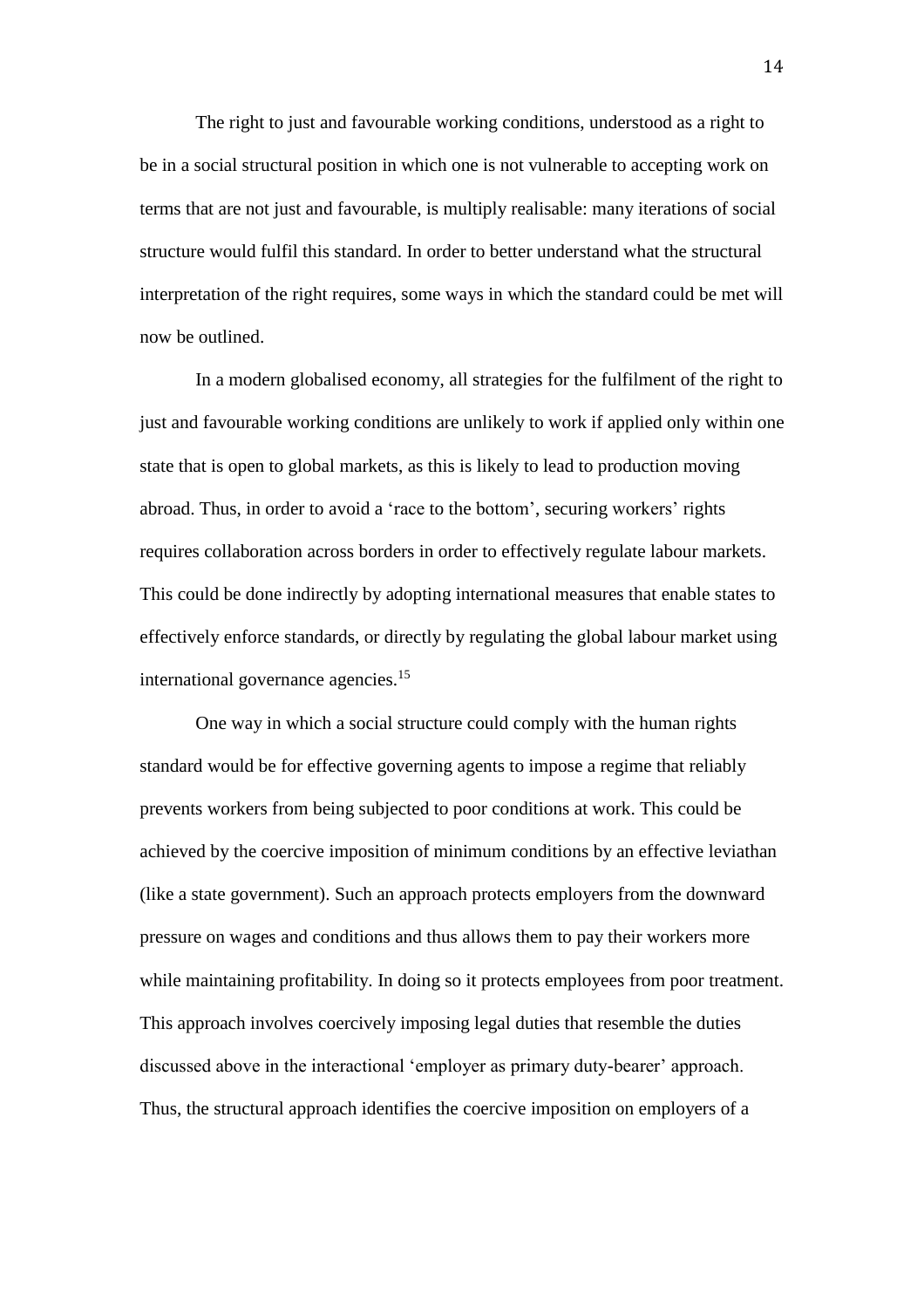The right to just and favourable working conditions, understood as a right to be in a social structural position in which one is not vulnerable to accepting work on terms that are not just and favourable, is multiply realisable: many iterations of social structure would fulfil this standard. In order to better understand what the structural interpretation of the right requires, some ways in which the standard could be met will now be outlined.

In a modern globalised economy, all strategies for the fulfilment of the right to just and favourable working conditions are unlikely to work if applied only within one state that is open to global markets, as this is likely to lead to production moving abroad. Thus, in order to avoid a 'race to the bottom', securing workers' rights requires collaboration across borders in order to effectively regulate labour markets. This could be done indirectly by adopting international measures that enable states to effectively enforce standards, or directly by regulating the global labour market using international governance agencies.[15]

One way in which a social structure could comply with the human rights standard would be for effective governing agents to impose a regime that reliably prevents workers from being subjected to poor conditions at work. This could be achieved by the coercive imposition of minimum conditions by an effective leviathan (like a state government). Such an approach protects employers from the downward pressure on wages and conditions and thus allows them to pay their workers more while maintaining profitability. In doing so it protects employees from poor treatment. This approach involves coercively imposing legal duties that resemble the duties discussed above in the interactional 'employer as primary duty-bearer' approach. Thus, the structural approach identifies the coercive imposition on employers of a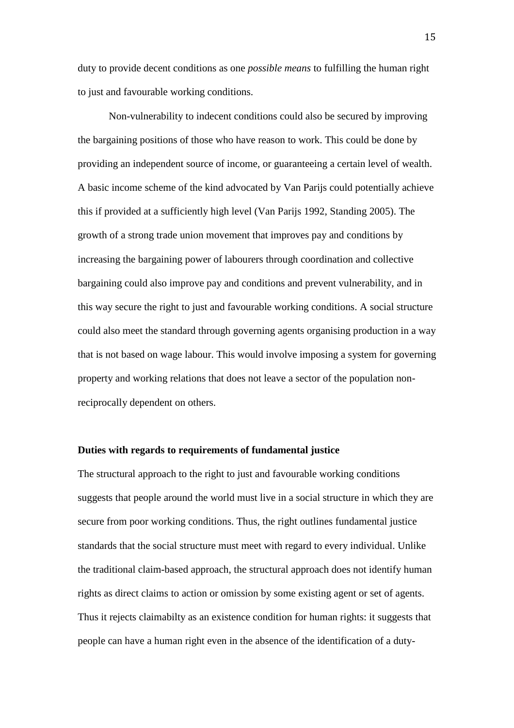duty to provide decent conditions as one *possible means* to fulfilling the human right to just and favourable working conditions.

Non-vulnerability to indecent conditions could also be secured by improving the bargaining positions of those who have reason to work. This could be done by providing an independent source of income, or guaranteeing a certain level of wealth. A basic income scheme of the kind advocated by Van Parijs could potentially achieve this if provided at a sufficiently high level (Van Parijs 1992, Standing 2005). The growth of a strong trade union movement that improves pay and conditions by increasing the bargaining power of labourers through coordination and collective bargaining could also improve pay and conditions and prevent vulnerability, and in this way secure the right to just and favourable working conditions. A social structure could also meet the standard through governing agents organising production in a way that is not based on wage labour. This would involve imposing a system for governing property and working relations that does not leave a sector of the population non-reciprocally dependent on others.

**Duties with regards to requirements of fundamental justice**

The structural approach to the right to just and favourable working conditions suggests that people around the world must live in a social structure in which they are secure from poor working conditions. Thus, the right outlines fundamental justice standards that the social structure must meet with regard to every individual. Unlike the traditional claim-based approach, the structural approach does not identify human rights as direct claims to action or omission by some existing agent or set of agents. Thus it rejects claimabilty as an existence condition for human rights: it suggests that people can have a human right even in the absence of the identification of a duty-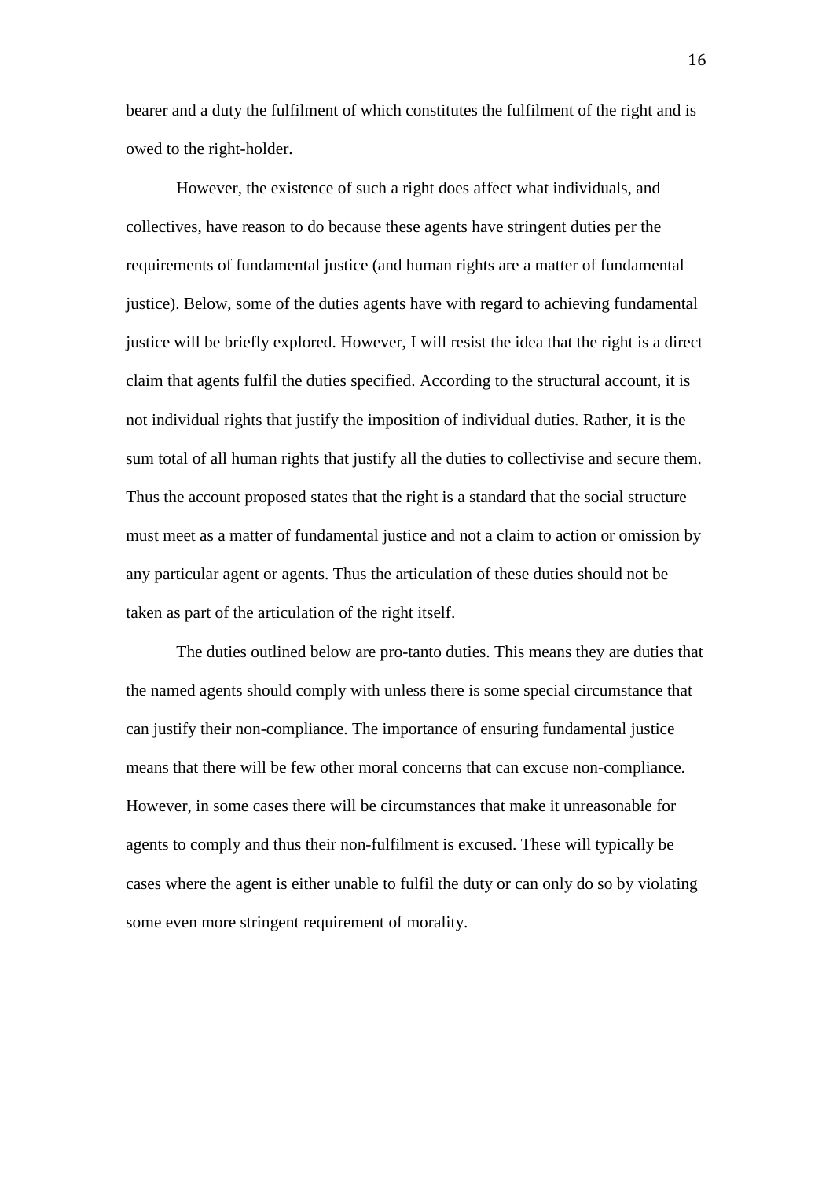bearer and a duty the fulfilment of which constitutes the fulfilment of the right and is owed to the right-holder.

However, the existence of such a right does affect what individuals, and collectives, have reason to do because these agents have stringent duties per the requirements of fundamental justice (and human rights are a matter of fundamental justice). Below, some of the duties agents have with regard to achieving fundamental justice will be briefly explored. However, I will resist the idea that the right is a direct claim that agents fulfil the duties specified. According to the structural account, it is not individual rights that justify the imposition of individual duties. Rather, it is the sum total of all human rights that justify all the duties to collectivise and secure them. Thus the account proposed states that the right is a standard that the social structure must meet as a matter of fundamental justice and not a claim to action or omission by any particular agent or agents. Thus the articulation of these duties should not be taken as part of the articulation of the right itself.

The duties outlined below are pro-tanto duties. This means they are duties that the named agents should comply with unless there is some special circumstance that can justify their non-compliance. The importance of ensuring fundamental justice means that there will be few other moral concerns that can excuse non-compliance. However, in some cases there will be circumstances that make it unreasonable for agents to comply and thus their non-fulfilment is excused. These will typically be cases where the agent is either unable to fulfil the duty or can only do so by violating some even more stringent requirement of morality.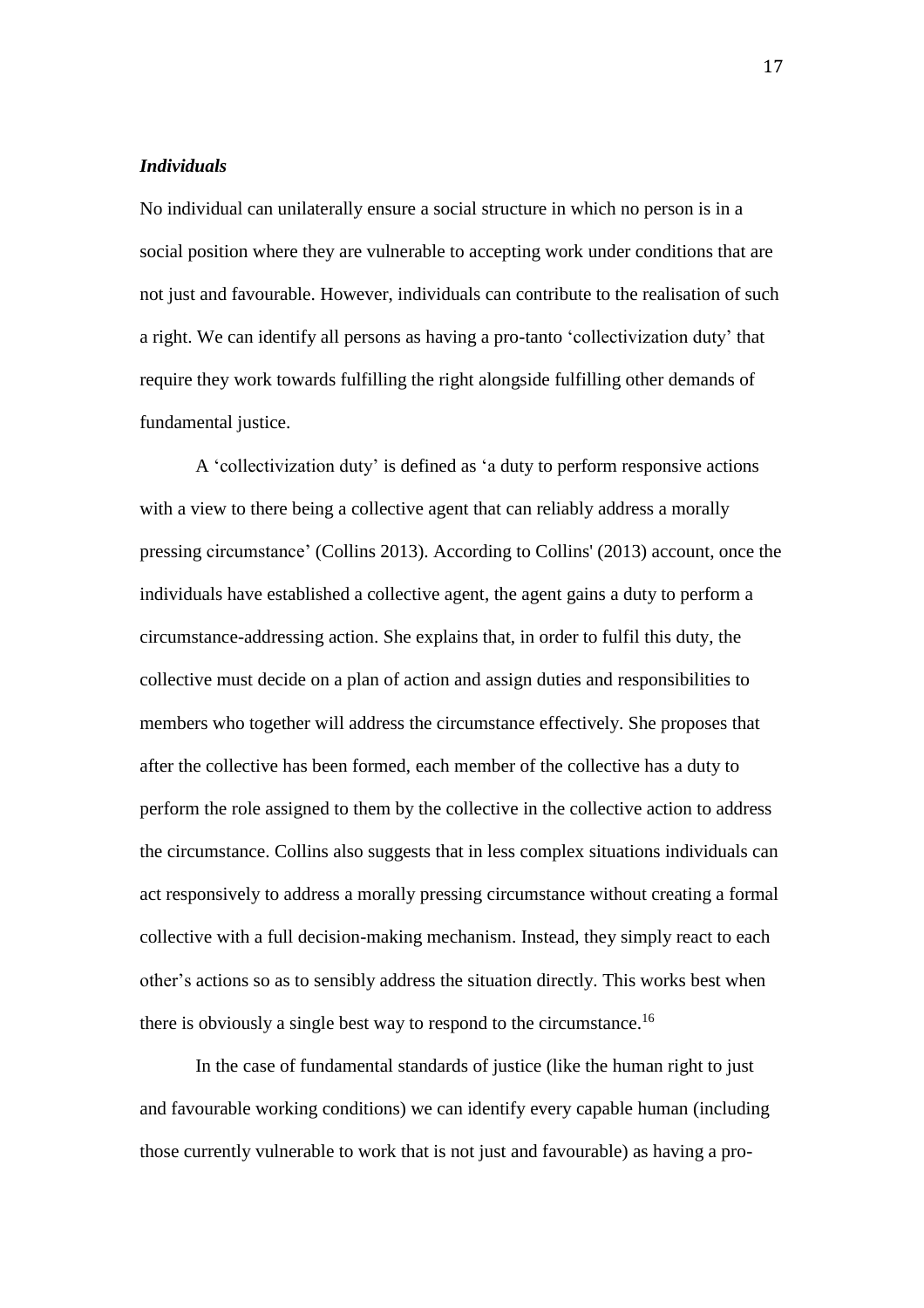### *Individuals*

No individual can unilaterally ensure a social structure in which no person is in a social position where they are vulnerable to accepting work under conditions that are not just and favourable. However, individuals can contribute to the realisation of such a right. We can identify all persons as having a pro-tanto 'collectivization duty' that require they work towards fulfilling the right alongside fulfilling other demands of fundamental justice.

A 'collectivization duty' is defined as 'a duty to perform responsive actions with a view to there being a collective agent that can reliably address a morally pressing circumstance' (Collins 2013). According to Collins' (2013) account, once the individuals have established a collective agent, the agent gains a duty to perform a circumstance-addressing action. She explains that, in order to fulfil this duty, the collective must decide on a plan of action and assign duties and responsibilities to members who together will address the circumstance effectively. She proposes that after the collective has been formed, each member of the collective has a duty to perform the role assigned to them by the collective in the collective action to address the circumstance. Collins also suggests that in less complex situations individuals can act responsively to address a morally pressing circumstance without creating a formal collective with a full decision-making mechanism. Instead, they simply react to each other's actions so as to sensibly address the situation directly. This works best when there is obviously a single best way to respond to the circumstance.[16]

In the case of fundamental standards of justice (like the human right to just and favourable working conditions) we can identify every capable human (including those currently vulnerable to work that is not just and favourable) as having a pro-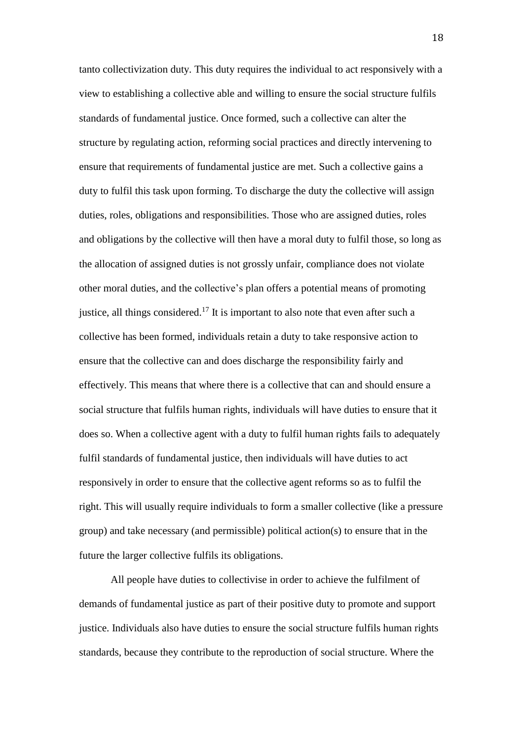tanto collectivization duty. This duty requires the individual to act responsively with a view to establishing a collective able and willing to ensure the social structure fulfils standards of fundamental justice. Once formed, such a collective can alter the structure by regulating action, reforming social practices and directly intervening to ensure that requirements of fundamental justice are met. Such a collective gains a duty to fulfil this task upon forming. To discharge the duty the collective will assign duties, roles, obligations and responsibilities. Those who are assigned duties, roles and obligations by the collective will then have a moral duty to fulfil those, so long as the allocation of assigned duties is not grossly unfair, compliance does not violate other moral duties, and the collective's plan offers a potential means of promoting justice, all things considered.[17] It is important to also note that even after such a collective has been formed, individuals retain a duty to take responsive action to ensure that the collective can and does discharge the responsibility fairly and effectively. This means that where there is a collective that can and should ensure a social structure that fulfils human rights, individuals will have duties to ensure that it does so. When a collective agent with a duty to fulfil human rights fails to adequately fulfil standards of fundamental justice, then individuals will have duties to act responsively in order to ensure that the collective agent reforms so as to fulfil the right. This will usually require individuals to form a smaller collective (like a pressure group) and take necessary (and permissible) political action(s) to ensure that in the future the larger collective fulfils its obligations.

All people have duties to collectivise in order to achieve the fulfilment of demands of fundamental justice as part of their positive duty to promote and support justice. Individuals also have duties to ensure the social structure fulfils human rights standards, because they contribute to the reproduction of social structure. Where the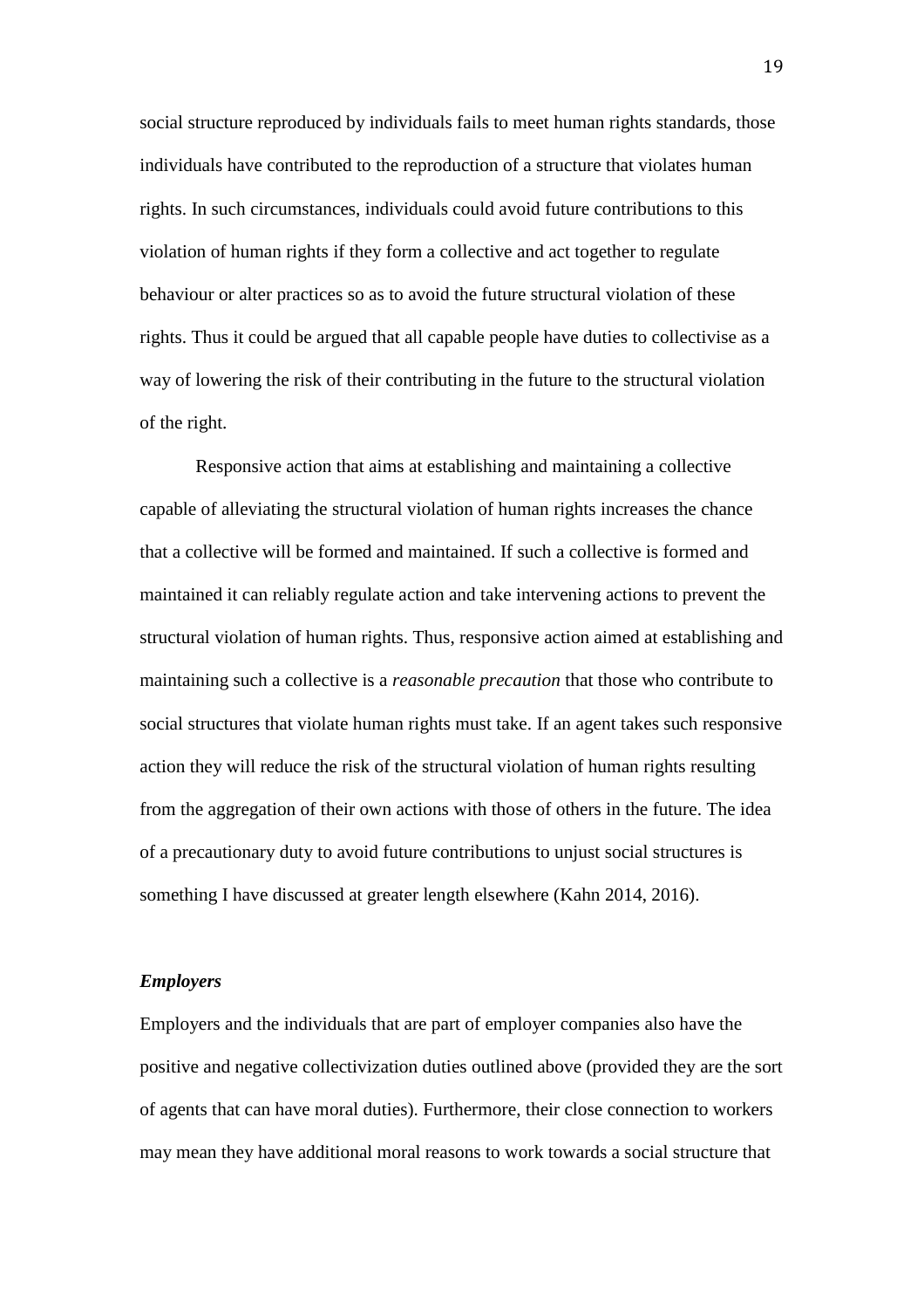social structure reproduced by individuals fails to meet human rights standards, those individuals have contributed to the reproduction of a structure that violates human rights. In such circumstances, individuals could avoid future contributions to this violation of human rights if they form a collective and act together to regulate behaviour or alter practices so as to avoid the future structural violation of these rights. Thus it could be argued that all capable people have duties to collectivise as a way of lowering the risk of their contributing in the future to the structural violation of the right.

Responsive action that aims at establishing and maintaining a collective capable of alleviating the structural violation of human rights increases the chance that a collective will be formed and maintained. If such a collective is formed and maintained it can reliably regulate action and take intervening actions to prevent the structural violation of human rights. Thus, responsive action aimed at establishing and maintaining such a collective is a *reasonable precaution* that those who contribute to social structures that violate human rights must take. If an agent takes such responsive action they will reduce the risk of the structural violation of human rights resulting from the aggregation of their own actions with those of others in the future. The idea of a precautionary duty to avoid future contributions to unjust social structures is something I have discussed at greater length elsewhere (Kahn 2014, 2016).

### ***Employers***

Employers and the individuals that are part of employer companies also have the positive and negative collectivization duties outlined above (provided they are the sort of agents that can have moral duties). Furthermore, their close connection to workers may mean they have additional moral reasons to work towards a social structure that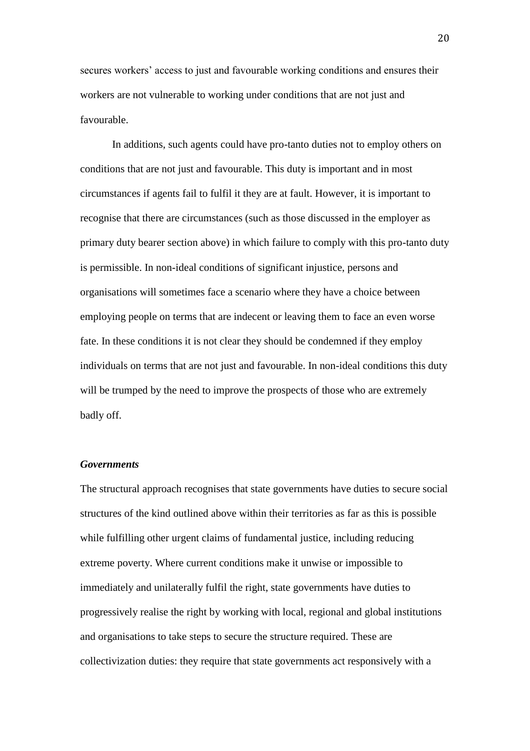secures workers' access to just and favourable working conditions and ensures their workers are not vulnerable to working under conditions that are not just and favourable.

In additions, such agents could have pro-tanto duties not to employ others on conditions that are not just and favourable. This duty is important and in most circumstances if agents fail to fulfil it they are at fault. However, it is important to recognise that there are circumstances (such as those discussed in the employer as primary duty bearer section above) in which failure to comply with this pro-tanto duty is permissible. In non-ideal conditions of significant injustice, persons and organisations will sometimes face a scenario where they have a choice between employing people on terms that are indecent or leaving them to face an even worse fate. In these conditions it is not clear they should be condemned if they employ individuals on terms that are not just and favourable. In non-ideal conditions this duty will be trumped by the need to improve the prospects of those who are extremely badly off.

### *Governments*

The structural approach recognises that state governments have duties to secure social structures of the kind outlined above within their territories as far as this is possible while fulfilling other urgent claims of fundamental justice, including reducing extreme poverty. Where current conditions make it unwise or impossible to immediately and unilaterally fulfil the right, state governments have duties to progressively realise the right by working with local, regional and global institutions and organisations to take steps to secure the structure required. These are collectivization duties: they require that state governments act responsively with a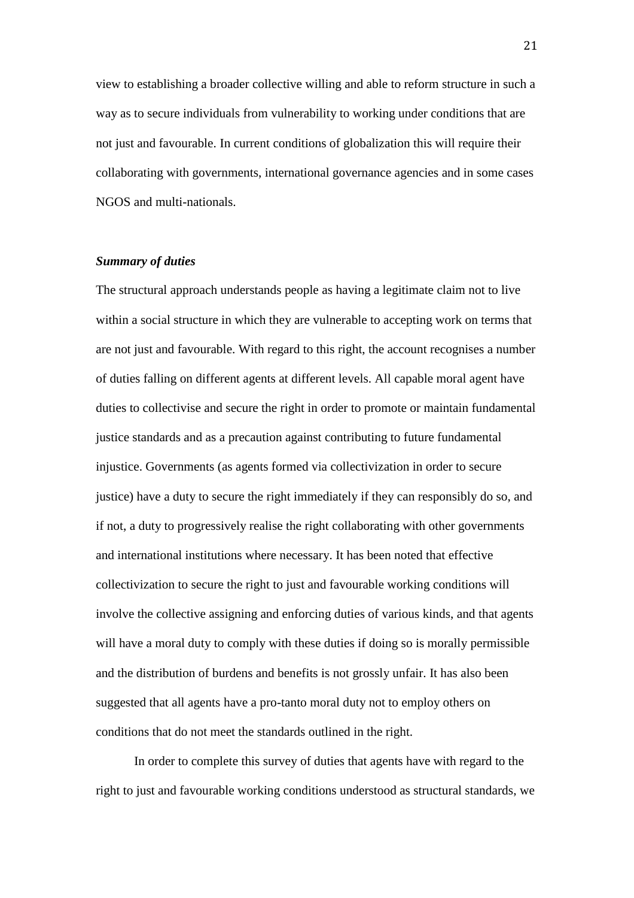view to establishing a broader collective willing and able to reform structure in such a way as to secure individuals from vulnerability to working under conditions that are not just and favourable. In current conditions of globalization this will require their collaborating with governments, international governance agencies and in some cases NGOS and multi-nationals.

***Summary of duties***

The structural approach understands people as having a legitimate claim not to live within a social structure in which they are vulnerable to accepting work on terms that are not just and favourable. With regard to this right, the account recognises a number of duties falling on different agents at different levels. All capable moral agent have duties to collectivise and secure the right in order to promote or maintain fundamental justice standards and as a precaution against contributing to future fundamental injustice. Governments (as agents formed via collectivization in order to secure justice) have a duty to secure the right immediately if they can responsibly do so, and if not, a duty to progressively realise the right collaborating with other governments and international institutions where necessary. It has been noted that effective collectivization to secure the right to just and favourable working conditions will involve the collective assigning and enforcing duties of various kinds, and that agents will have a moral duty to comply with these duties if doing so is morally permissible and the distribution of burdens and benefits is not grossly unfair. It has also been suggested that all agents have a pro-tanto moral duty not to employ others on conditions that do not meet the standards outlined in the right.

In order to complete this survey of duties that agents have with regard to the right to just and favourable working conditions understood as structural standards, we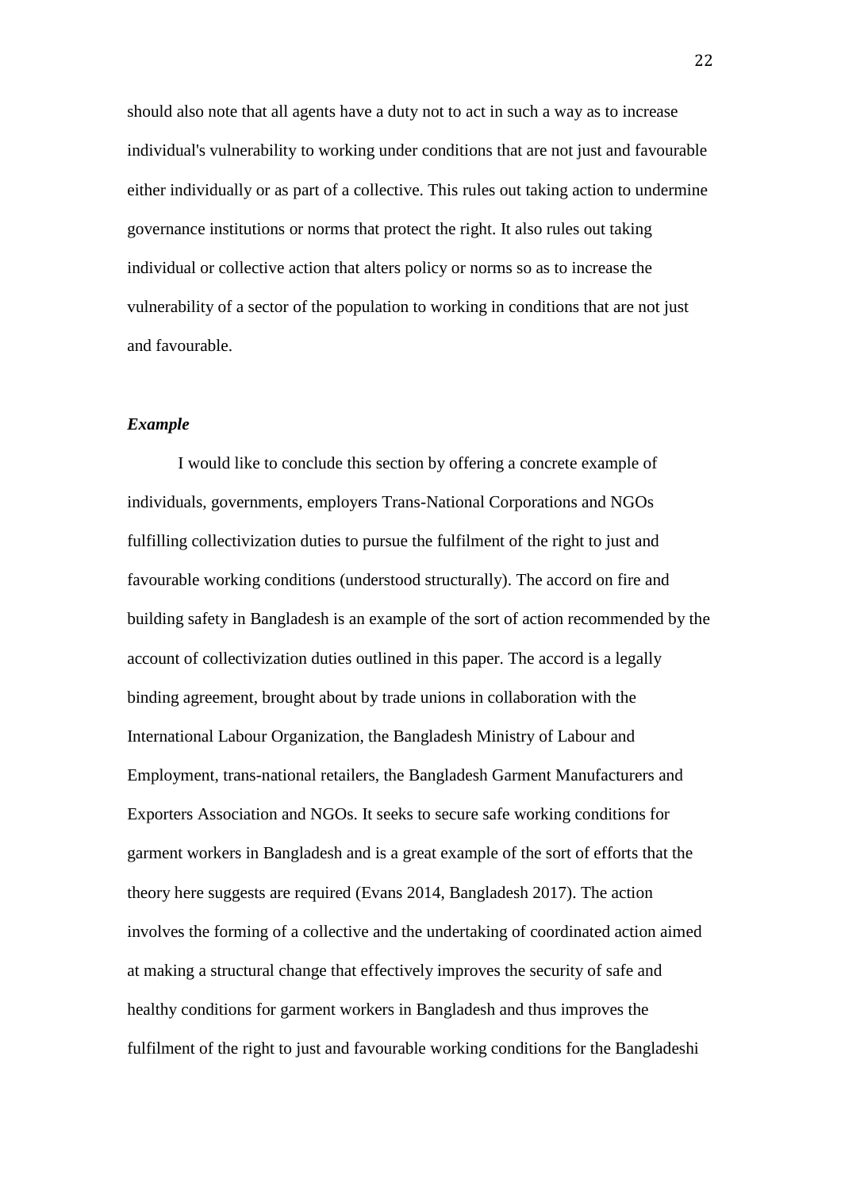should also note that all agents have a duty not to act in such a way as to increase individual's vulnerability to working under conditions that are not just and favourable either individually or as part of a collective. This rules out taking action to undermine governance institutions or norms that protect the right. It also rules out taking individual or collective action that alters policy or norms so as to increase the vulnerability of a sector of the population to working in conditions that are not just and favourable.

***Example***

I would like to conclude this section by offering a concrete example of individuals, governments, employers Trans-National Corporations and NGOs fulfilling collectivization duties to pursue the fulfilment of the right to just and favourable working conditions (understood structurally). The accord on fire and building safety in Bangladesh is an example of the sort of action recommended by the account of collectivization duties outlined in this paper. The accord is a legally binding agreement, brought about by trade unions in collaboration with the International Labour Organization, the Bangladesh Ministry of Labour and Employment, trans-national retailers, the Bangladesh Garment Manufacturers and Exporters Association and NGOs. It seeks to secure safe working conditions for garment workers in Bangladesh and is a great example of the sort of efforts that the theory here suggests are required (Evans 2014, Bangladesh 2017). The action involves the forming of a collective and the undertaking of coordinated action aimed at making a structural change that effectively improves the security of safe and healthy conditions for garment workers in Bangladesh and thus improves the fulfilment of the right to just and favourable working conditions for the Bangladeshi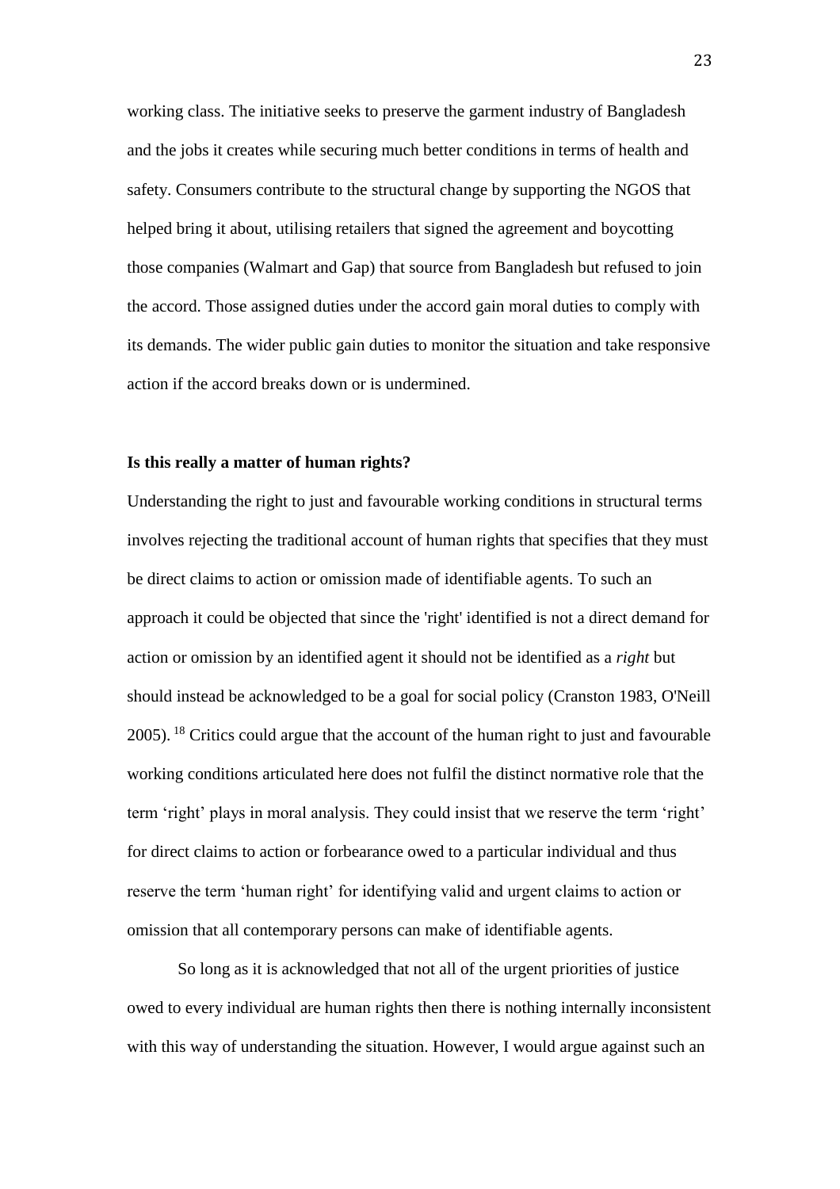working class. The initiative seeks to preserve the garment industry of Bangladesh and the jobs it creates while securing much better conditions in terms of health and safety. Consumers contribute to the structural change by supporting the NGOS that helped bring it about, utilising retailers that signed the agreement and boycotting those companies (Walmart and Gap) that source from Bangladesh but refused to join the accord. Those assigned duties under the accord gain moral duties to comply with its demands. The wider public gain duties to monitor the situation and take responsive action if the accord breaks down or is undermined.

**Is this really a matter of human rights?**

Understanding the right to just and favourable working conditions in structural terms involves rejecting the traditional account of human rights that specifies that they must be direct claims to action or omission made of identifiable agents. To such an approach it could be objected that since the 'right' identified is not a direct demand for action or omission by an identified agent it should not be identified as a *right* but should instead be acknowledged to be a goal for social policy (Cranston 1983, O'Neill 2005). [18] Critics could argue that the account of the human right to just and favourable working conditions articulated here does not fulfil the distinct normative role that the term 'right' plays in moral analysis. They could insist that we reserve the term 'right' for direct claims to action or forbearance owed to a particular individual and thus reserve the term 'human right' for identifying valid and urgent claims to action or omission that all contemporary persons can make of identifiable agents.

So long as it is acknowledged that not all of the urgent priorities of justice owed to every individual are human rights then there is nothing internally inconsistent with this way of understanding the situation. However, I would argue against such an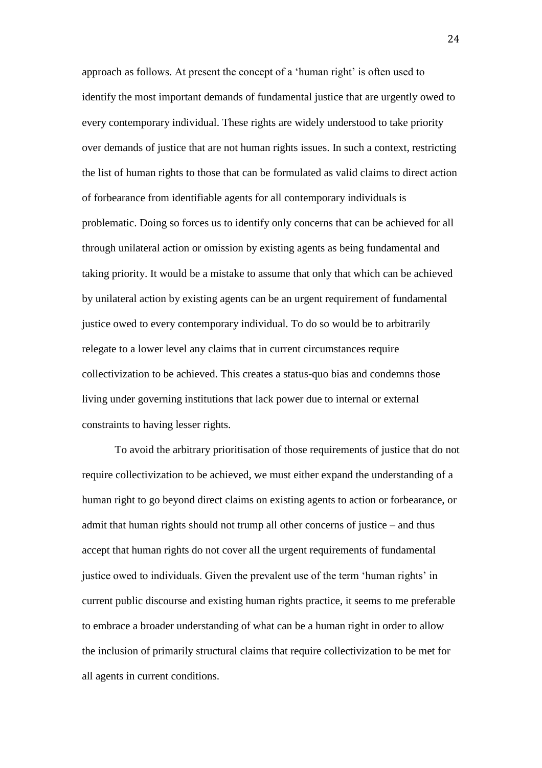approach as follows. At present the concept of a 'human right' is often used to identify the most important demands of fundamental justice that are urgently owed to every contemporary individual. These rights are widely understood to take priority over demands of justice that are not human rights issues. In such a context, restricting the list of human rights to those that can be formulated as valid claims to direct action of forbearance from identifiable agents for all contemporary individuals is problematic. Doing so forces us to identify only concerns that can be achieved for all through unilateral action or omission by existing agents as being fundamental and taking priority. It would be a mistake to assume that only that which can be achieved by unilateral action by existing agents can be an urgent requirement of fundamental justice owed to every contemporary individual. To do so would be to arbitrarily relegate to a lower level any claims that in current circumstances require collectivization to be achieved. This creates a status-quo bias and condemns those living under governing institutions that lack power due to internal or external constraints to having lesser rights.

To avoid the arbitrary prioritisation of those requirements of justice that do not require collectivization to be achieved, we must either expand the understanding of a human right to go beyond direct claims on existing agents to action or forbearance, or admit that human rights should not trump all other concerns of justice – and thus accept that human rights do not cover all the urgent requirements of fundamental justice owed to individuals. Given the prevalent use of the term 'human rights' in current public discourse and existing human rights practice, it seems to me preferable to embrace a broader understanding of what can be a human right in order to allow the inclusion of primarily structural claims that require collectivization to be met for all agents in current conditions.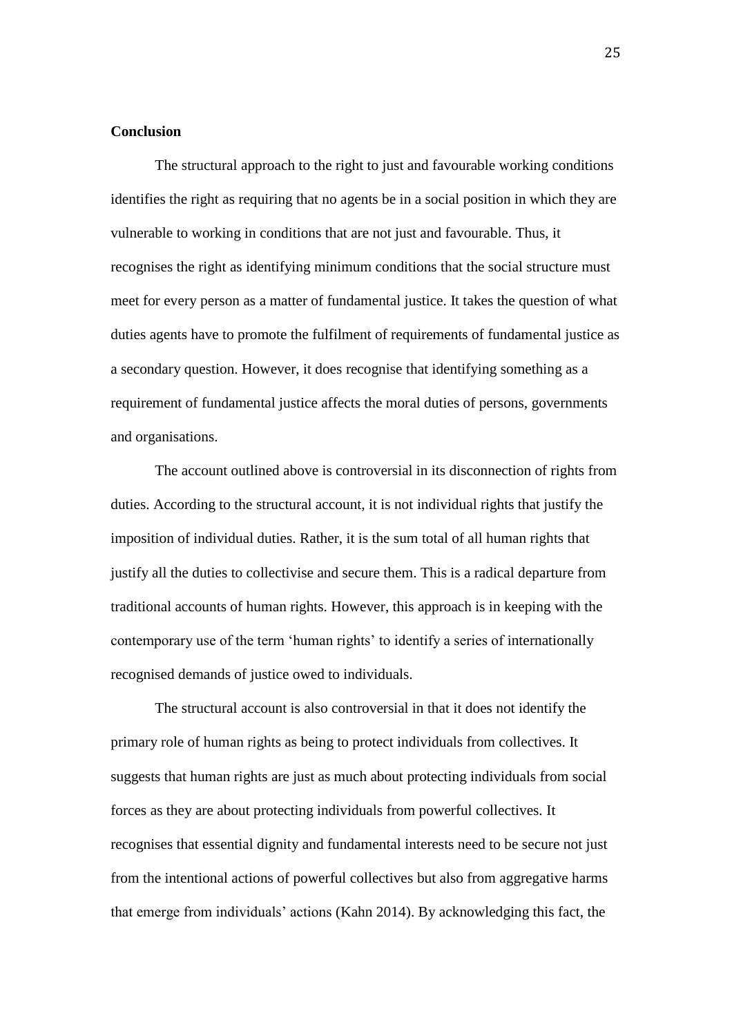**Conclusion**

The structural approach to the right to just and favourable working conditions identifies the right as requiring that no agents be in a social position in which they are vulnerable to working in conditions that are not just and favourable. Thus, it recognises the right as identifying minimum conditions that the social structure must meet for every person as a matter of fundamental justice. It takes the question of what duties agents have to promote the fulfilment of requirements of fundamental justice as a secondary question. However, it does recognise that identifying something as a requirement of fundamental justice affects the moral duties of persons, governments and organisations.

The account outlined above is controversial in its disconnection of rights from duties. According to the structural account, it is not individual rights that justify the imposition of individual duties. Rather, it is the sum total of all human rights that justify all the duties to collectivise and secure them. This is a radical departure from traditional accounts of human rights. However, this approach is in keeping with the contemporary use of the term 'human rights' to identify a series of internationally recognised demands of justice owed to individuals.

The structural account is also controversial in that it does not identify the primary role of human rights as being to protect individuals from collectives. It suggests that human rights are just as much about protecting individuals from social forces as they are about protecting individuals from powerful collectives. It recognises that essential dignity and fundamental interests need to be secure not just from the intentional actions of powerful collectives but also from aggregative harms that emerge from individuals' actions (Kahn 2014). By acknowledging this fact, the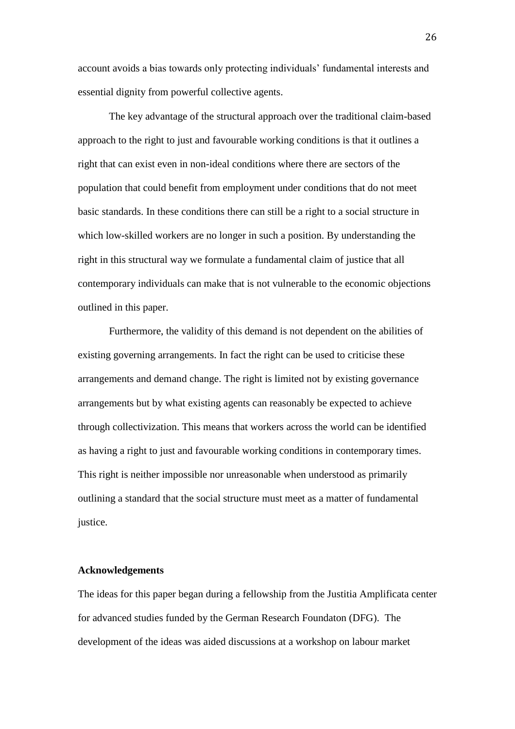account avoids a bias towards only protecting individuals' fundamental interests and essential dignity from powerful collective agents.

The key advantage of the structural approach over the traditional claim-based approach to the right to just and favourable working conditions is that it outlines a right that can exist even in non-ideal conditions where there are sectors of the population that could benefit from employment under conditions that do not meet basic standards. In these conditions there can still be a right to a social structure in which low-skilled workers are no longer in such a position. By understanding the right in this structural way we formulate a fundamental claim of justice that all contemporary individuals can make that is not vulnerable to the economic objections outlined in this paper.

Furthermore, the validity of this demand is not dependent on the abilities of existing governing arrangements. In fact the right can be used to criticise these arrangements and demand change. The right is limited not by existing governance arrangements but by what existing agents can reasonably be expected to achieve through collectivization. This means that workers across the world can be identified as having a right to just and favourable working conditions in contemporary times. This right is neither impossible nor unreasonable when understood as primarily outlining a standard that the social structure must meet as a matter of fundamental justice.

**Acknowledgements**

The ideas for this paper began during a fellowship from the Justitia Amplificata center for advanced studies funded by the German Research Foundaton (DFG). The development of the ideas was aided discussions at a workshop on labour market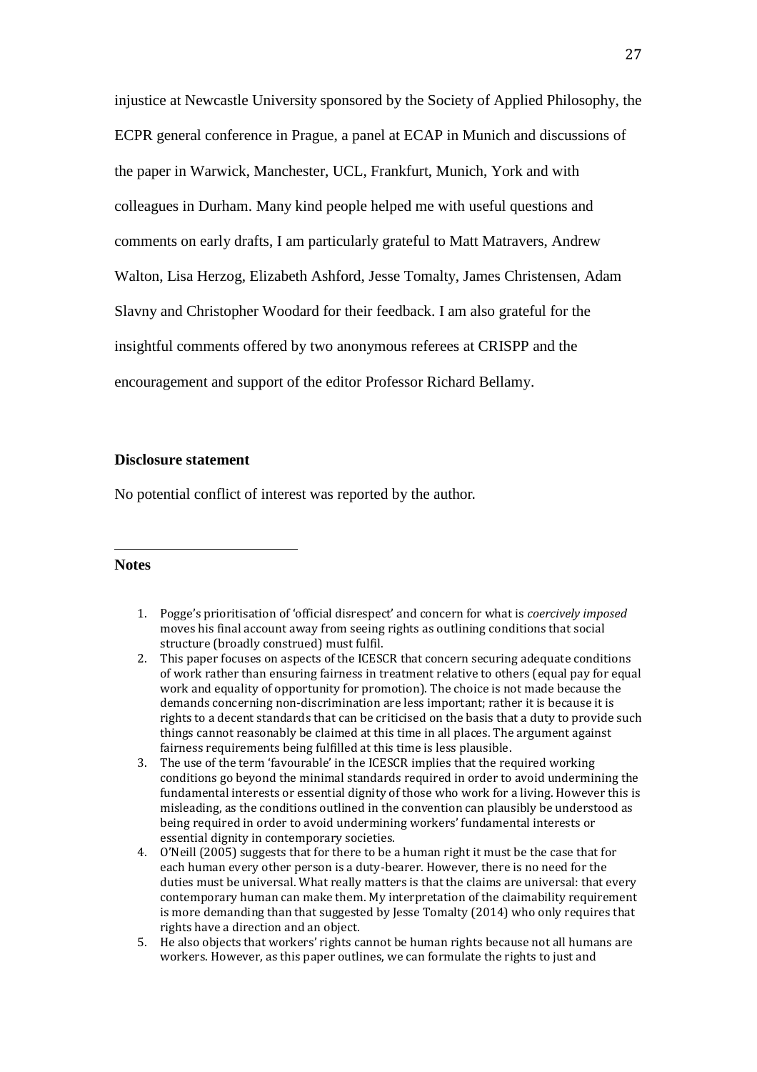injustice at Newcastle University sponsored by the Society of Applied Philosophy, the ECPR general conference in Prague, a panel at ECAP in Munich and discussions of the paper in Warwick, Manchester, UCL, Frankfurt, Munich, York and with colleagues in Durham. Many kind people helped me with useful questions and comments on early drafts, I am particularly grateful to Matt Matravers, Andrew Walton, Lisa Herzog, Elizabeth Ashford, Jesse Tomalty, James Christensen, Adam Slavny and Christopher Woodard for their feedback. I am also grateful for the insightful comments offered by two anonymous referees at CRISPP and the encouragement and support of the editor Professor Richard Bellamy.

**Disclosure statement**

No potential conflict of interest was reported by the author.

**Notes**

1. Pogge's prioritisation of 'official disrespect' and concern for what is *coercively imposed* moves his final account away from seeing rights as outlining conditions that social structure (broadly construed) must fulfil.
2. This paper focuses on aspects of the ICESCR that concern securing adequate conditions of work rather than ensuring fairness in treatment relative to others (equal pay for equal work and equality of opportunity for promotion). The choice is not made because the demands concerning non-discrimination are less important; rather it is because it is rights to a decent standards that can be criticised on the basis that a duty to provide such things cannot reasonably be claimed at this time in all places. The argument against fairness requirements being fulfilled at this time is less plausible.
3. The use of the term 'favourable' in the ICESCR implies that the required working conditions go beyond the minimal standards required in order to avoid undermining the fundamental interests or essential dignity of those who work for a living. However this is misleading, as the conditions outlined in the convention can plausibly be understood as being required in order to avoid undermining workers' fundamental interests or essential dignity in contemporary societies.
4. O'Neill (2005) suggests that for there to be a human right it must be the case that for each human every other person is a duty-bearer. However, there is no need for the duties must be universal. What really matters is that the claims are universal: that every contemporary human can make them. My interpretation of the claimability requirement is more demanding than that suggested by Jesse Tomalty (2014) who only requires that rights have a direction and an object.
5. He also objects that workers' rights cannot be human rights because not all humans are workers. However, as this paper outlines, we can formulate the rights to just and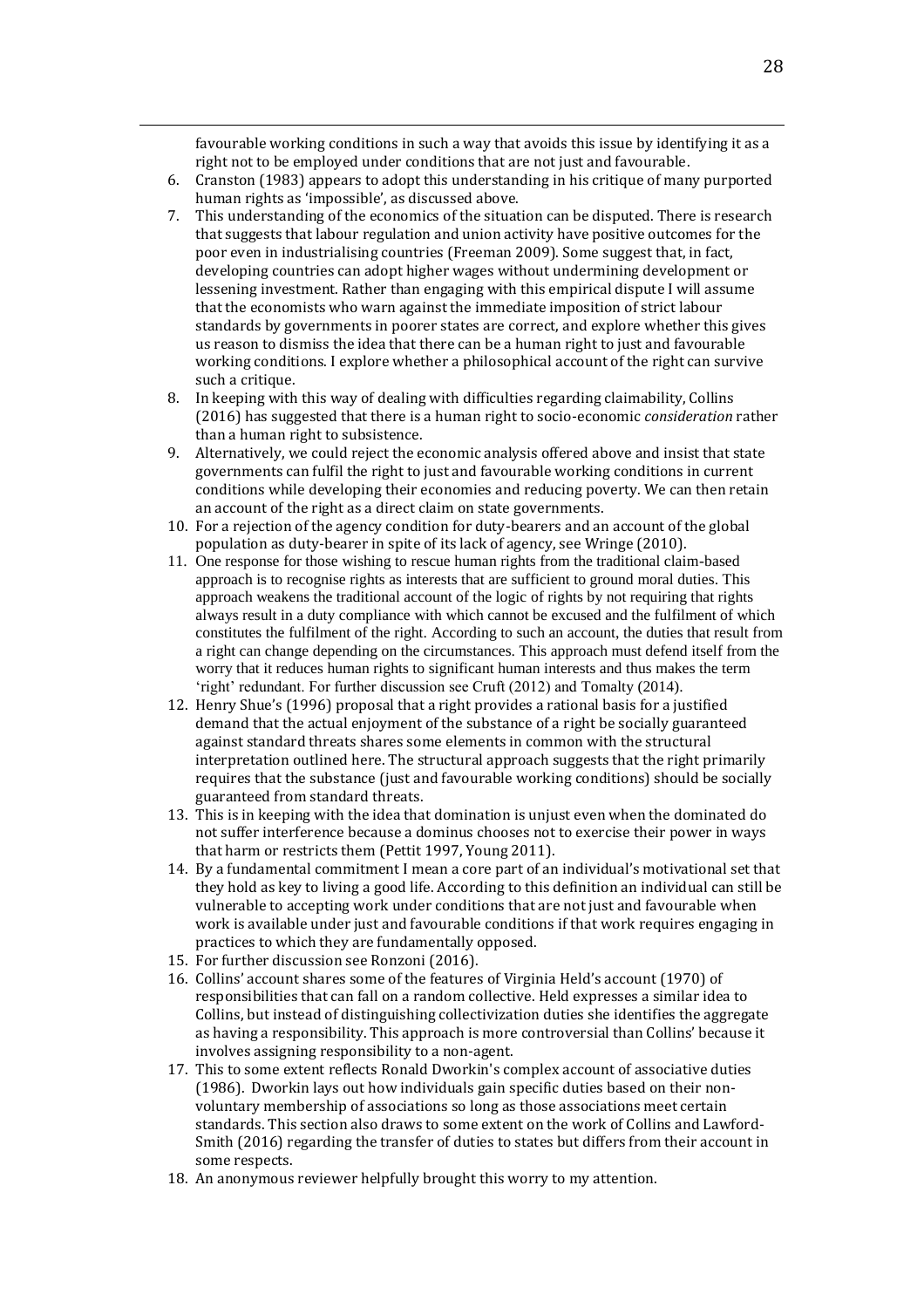favourable working conditions in such a way that avoids this issue by identifying it as a right not to be employed under conditions that are not just and favourable.

6. Cranston (1983) appears to adopt this understanding in his critique of many purported human rights as 'impossible', as discussed above.
7. This understanding of the economics of the situation can be disputed. There is research that suggests that labour regulation and union activity have positive outcomes for the poor even in industrialising countries (Freeman 2009). Some suggest that, in fact, developing countries can adopt higher wages without undermining development or lessening investment. Rather than engaging with this empirical dispute I will assume that the economists who warn against the immediate imposition of strict labour standards by governments in poorer states are correct, and explore whether this gives us reason to dismiss the idea that there can be a human right to just and favourable working conditions. I explore whether a philosophical account of the right can survive such a critique.
8. In keeping with this way of dealing with difficulties regarding claimability, Collins (2016) has suggested that there is a human right to socio-economic *consideration* rather than a human right to subsistence.
9. Alternatively, we could reject the economic analysis offered above and insist that state governments can fulfil the right to just and favourable working conditions in current conditions while developing their economies and reducing poverty. We can then retain an account of the right as a direct claim on state governments.
10. For a rejection of the agency condition for duty-bearers and an account of the global population as duty-bearer in spite of its lack of agency, see Wringe (2010).
11. One response for those wishing to rescue human rights from the traditional claim-based approach is to recognise rights as interests that are sufficient to ground moral duties. This approach weakens the traditional account of the logic of rights by not requiring that rights always result in a duty compliance with which cannot be excused and the fulfilment of which constitutes the fulfilment of the right. According to such an account, the duties that result from a right can change depending on the circumstances. This approach must defend itself from the worry that it reduces human rights to significant human interests and thus makes the term 'right' redundant. For further discussion see Cruft (2012) and Tomalty (2014).
12. Henry Shue's (1996) proposal that a right provides a rational basis for a justified demand that the actual enjoyment of the substance of a right be socially guaranteed against standard threats shares some elements in common with the structural interpretation outlined here. The structural approach suggests that the right primarily requires that the substance (just and favourable working conditions) should be socially guaranteed from standard threats.
13. This is in keeping with the idea that domination is unjust even when the dominated do not suffer interference because a dominus chooses not to exercise their power in ways that harm or restricts them (Pettit 1997, Young 2011).
14. By a fundamental commitment I mean a core part of an individual's motivational set that they hold as key to living a good life. According to this definition an individual can still be vulnerable to accepting work under conditions that are not just and favourable when work is available under just and favourable conditions if that work requires engaging in practices to which they are fundamentally opposed.
15. For further discussion see Ronzoni (2016).
16. Collins' account shares some of the features of Virginia Held's account (1970) of responsibilities that can fall on a random collective. Held expresses a similar idea to Collins, but instead of distinguishing collectivization duties she identifies the aggregate as having a responsibility. This approach is more controversial than Collins' because it involves assigning responsibility to a non-agent.
17. This to some extent reflects Ronald Dworkin's complex account of associative duties (1986). Dworkin lays out how individuals gain specific duties based on their non-voluntary membership of associations so long as those associations meet certain standards. This section also draws to some extent on the work of Collins and Lawford-Smith (2016) regarding the transfer of duties to states but differs from their account in some respects.
18. An anonymous reviewer helpfully brought this worry to my attention.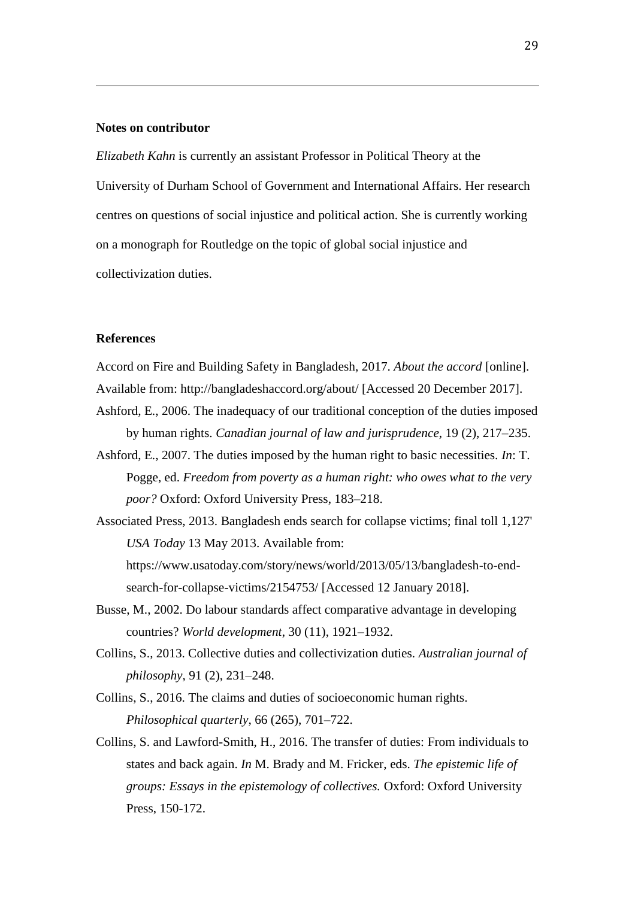### Notes on contributor

*Elizabeth Kahn* is currently an assistant Professor in Political Theory at the University of Durham School of Government and International Affairs. Her research centres on questions of social injustice and political action. She is currently working on a monograph for Routledge on the topic of global social injustice and collectivization duties.

### References

Accord on Fire and Building Safety in Bangladesh, 2017. *About the accord* [online]. Available from: http://bangladeshaccord.org/about/ [Accessed 20 December 2017].

Ashford, E., 2006. The inadequacy of our traditional conception of the duties imposed by human rights. *Canadian journal of law and jurisprudence*, 19 (2), 217–235.

Ashford, E., 2007. The duties imposed by the human right to basic necessities. *In*: T. Pogge, ed. *Freedom from poverty as a human right: who owes what to the very poor?* Oxford: Oxford University Press, 183–218.

Associated Press, 2013. Bangladesh ends search for collapse victims; final toll 1,127' *USA Today* 13 May 2013. Available from: https://www.usatoday.com/story/news/world/2013/05/13/bangladesh-to-end-search-for-collapse-victims/2154753/ [Accessed 12 January 2018].

Busse, M., 2002. Do labour standards affect comparative advantage in developing countries? *World development*, 30 (11), 1921–1932.

Collins, S., 2013. Collective duties and collectivization duties. *Australian journal of philosophy*, 91 (2), 231–248.

Collins, S., 2016. The claims and duties of socioeconomic human rights. *Philosophical quarterly*, 66 (265), 701–722.

Collins, S. and Lawford-Smith, H., 2016. The transfer of duties: From individuals to states and back again. *In* M. Brady and M. Fricker, eds. *The epistemic life of groups: Essays in the epistemology of collectives.* Oxford: Oxford University Press, 150-172.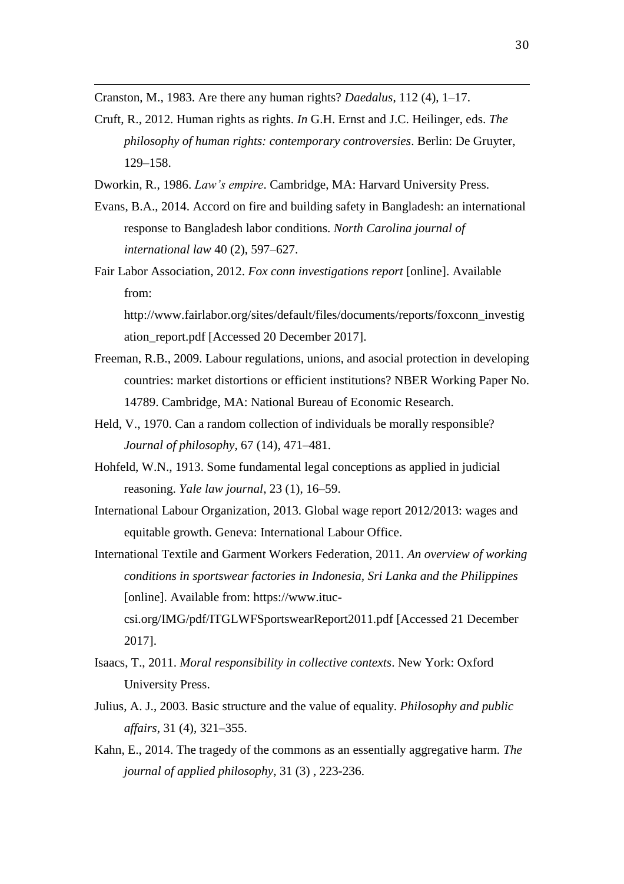Cranston, M., 1983. Are there any human rights? *Daedalus*, 112 (4), 1–17.

Cruft, R., 2012. Human rights as rights. *In* G.H. Ernst and J.C. Heilinger, eds. *The philosophy of human rights: contemporary controversies*. Berlin: De Gruyter, 129–158.

Dworkin, R., 1986. *Law's empire*. Cambridge, MA: Harvard University Press.

Evans, B.A., 2014. Accord on fire and building safety in Bangladesh: an international response to Bangladesh labor conditions. *North Carolina journal of international law* 40 (2), 597–627.

Fair Labor Association, 2012. *Fox conn investigations report* [online]. Available from: http://www.fairlabor.org/sites/default/files/documents/reports/foxconn_investigation_report.pdf [Accessed 20 December 2017].

Freeman, R.B., 2009. Labour regulations, unions, and asocial protection in developing countries: market distortions or efficient institutions? NBER Working Paper No. 14789. Cambridge, MA: National Bureau of Economic Research.

Held, V., 1970. Can a random collection of individuals be morally responsible? *Journal of philosophy*, 67 (14), 471–481.

Hohfeld, W.N., 1913. Some fundamental legal conceptions as applied in judicial reasoning. *Yale law journal*, 23 (1), 16–59.

International Labour Organization, 2013. Global wage report 2012/2013: wages and equitable growth. Geneva: International Labour Office.

International Textile and Garment Workers Federation, 2011. *An overview of working conditions in sportswear factories in Indonesia, Sri Lanka and the Philippines* [online]. Available from: https://www.ituc-csi.org/IMG/pdf/ITGLWFSportswearReport2011.pdf [Accessed 21 December 2017].

Isaacs, T., 2011. *Moral responsibility in collective contexts*. New York: Oxford University Press.

Julius, A. J., 2003. Basic structure and the value of equality. *Philosophy and public affairs*, 31 (4), 321–355.

Kahn, E., 2014. The tragedy of the commons as an essentially aggregative harm. *The journal of applied philosophy*, 31 (3) , 223-236.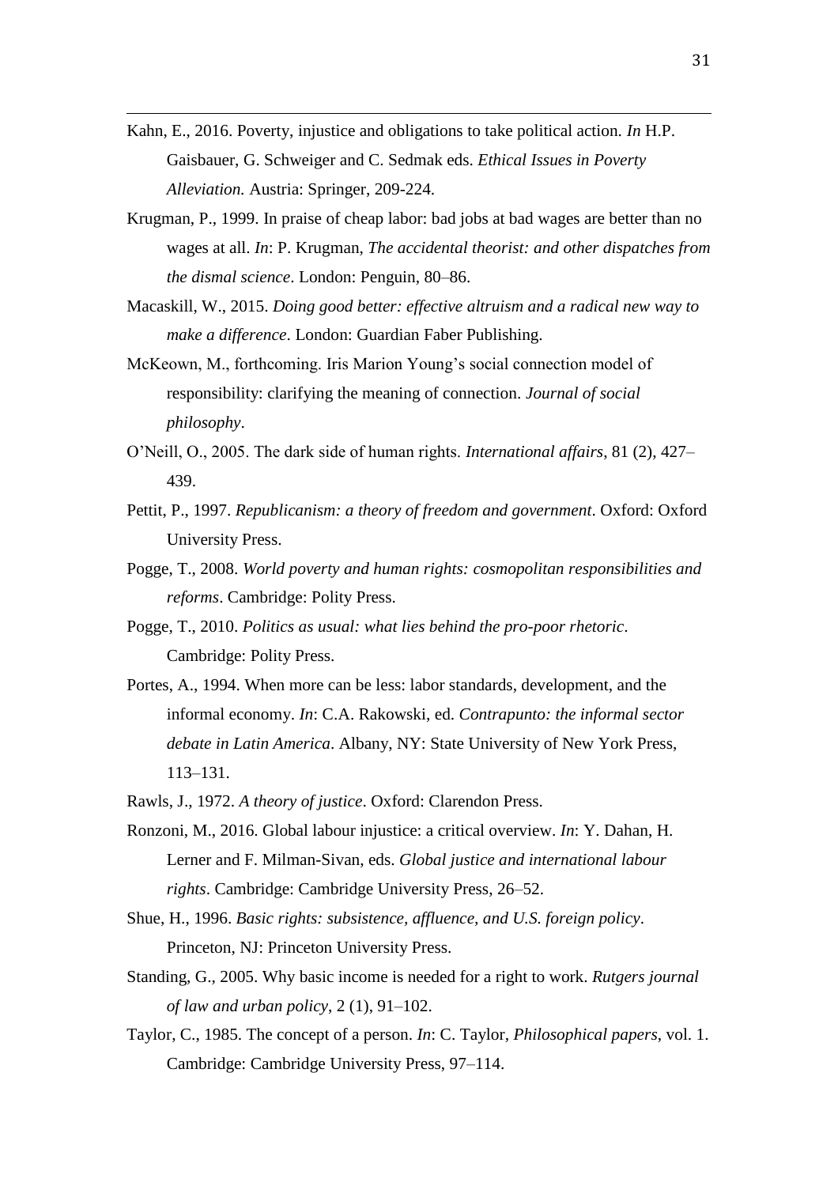Kahn, E., 2016. Poverty, injustice and obligations to take political action. *In* H.P. Gaisbauer, G. Schweiger and C. Sedmak eds. *Ethical Issues in Poverty Alleviation.* Austria: Springer, 209-224.

Krugman, P., 1999. In praise of cheap labor: bad jobs at bad wages are better than no wages at all. *In*: P. Krugman, *The accidental theorist: and other dispatches from the dismal science*. London: Penguin, 80–86.

Macaskill, W., 2015. *Doing good better: effective altruism and a radical new way to make a difference*. London: Guardian Faber Publishing.

McKeown, M., forthcoming. Iris Marion Young's social connection model of responsibility: clarifying the meaning of connection. *Journal of social philosophy*.

O'Neill, O., 2005. The dark side of human rights. *International affairs*, 81 (2), 427–439.

Pettit, P., 1997. *Republicanism: a theory of freedom and government*. Oxford: Oxford University Press.

Pogge, T., 2008. *World poverty and human rights: cosmopolitan responsibilities and reforms*. Cambridge: Polity Press.

Pogge, T., 2010. *Politics as usual: what lies behind the pro-poor rhetoric*. Cambridge: Polity Press.

Portes, A., 1994. When more can be less: labor standards, development, and the informal economy. *In*: C.A. Rakowski, ed. *Contrapunto: the informal sector debate in Latin America*. Albany, NY: State University of New York Press, 113–131.

Rawls, J., 1972. *A theory of justice*. Oxford: Clarendon Press.

Ronzoni, M., 2016. Global labour injustice: a critical overview. *In*: Y. Dahan, H. Lerner and F. Milman-Sivan, eds. *Global justice and international labour rights*. Cambridge: Cambridge University Press, 26–52.

Shue, H., 1996. *Basic rights: subsistence, affluence, and U.S. foreign policy*. Princeton, NJ: Princeton University Press.

Standing, G., 2005. Why basic income is needed for a right to work. *Rutgers journal of law and urban policy*, 2 (1), 91–102.

Taylor, C., 1985. The concept of a person. *In*: C. Taylor, *Philosophical papers*, vol. 1. Cambridge: Cambridge University Press, 97–114.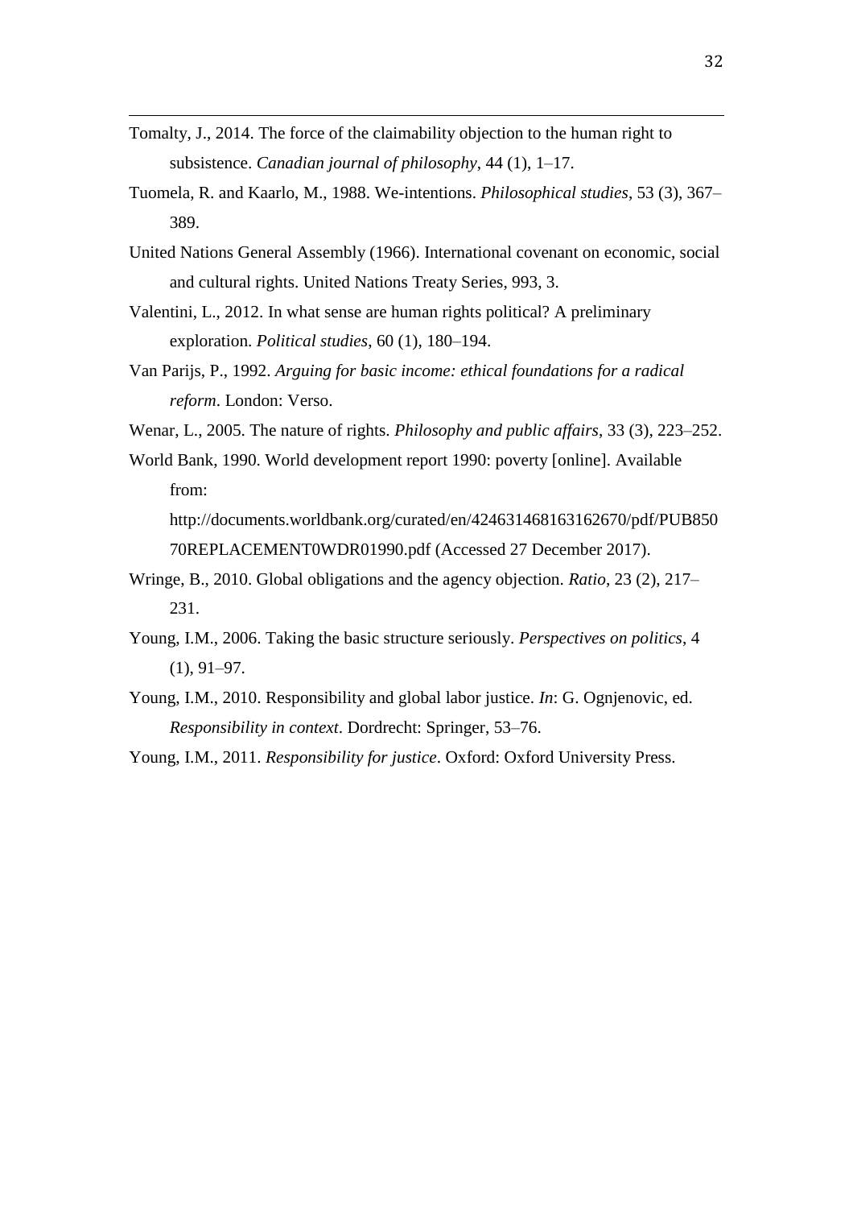Tomalty, J., 2014. The force of the claimability objection to the human right to subsistence. *Canadian journal of philosophy*, 44 (1), 1–17.

Tuomela, R. and Kaarlo, M., 1988. We-intentions. *Philosophical studies*, 53 (3), 367–389.

United Nations General Assembly (1966). International covenant on economic, social and cultural rights. United Nations Treaty Series, 993, 3.

Valentini, L., 2012. In what sense are human rights political? A preliminary exploration. *Political studies*, 60 (1), 180–194.

Van Parijs, P., 1992. *Arguing for basic income: ethical foundations for a radical reform*. London: Verso.

Wenar, L., 2005. The nature of rights. *Philosophy and public affairs*, 33 (3), 223–252.

World Bank, 1990. World development report 1990: poverty [online]. Available from: http://documents.worldbank.org/curated/en/424631468163162670/pdf/PUB85070REPLACEMENT0WDR01990.pdf (Accessed 27 December 2017).

Wringe, B., 2010. Global obligations and the agency objection. *Ratio*, 23 (2), 217–231.

Young, I.M., 2006. Taking the basic structure seriously. *Perspectives on politics*, 4 (1), 91–97.

Young, I.M., 2010. Responsibility and global labor justice. *In*: G. Ognjenovic, ed. *Responsibility in context*. Dordrecht: Springer, 53–76.

Young, I.M., 2011. *Responsibility for justice*. Oxford: Oxford University Press.